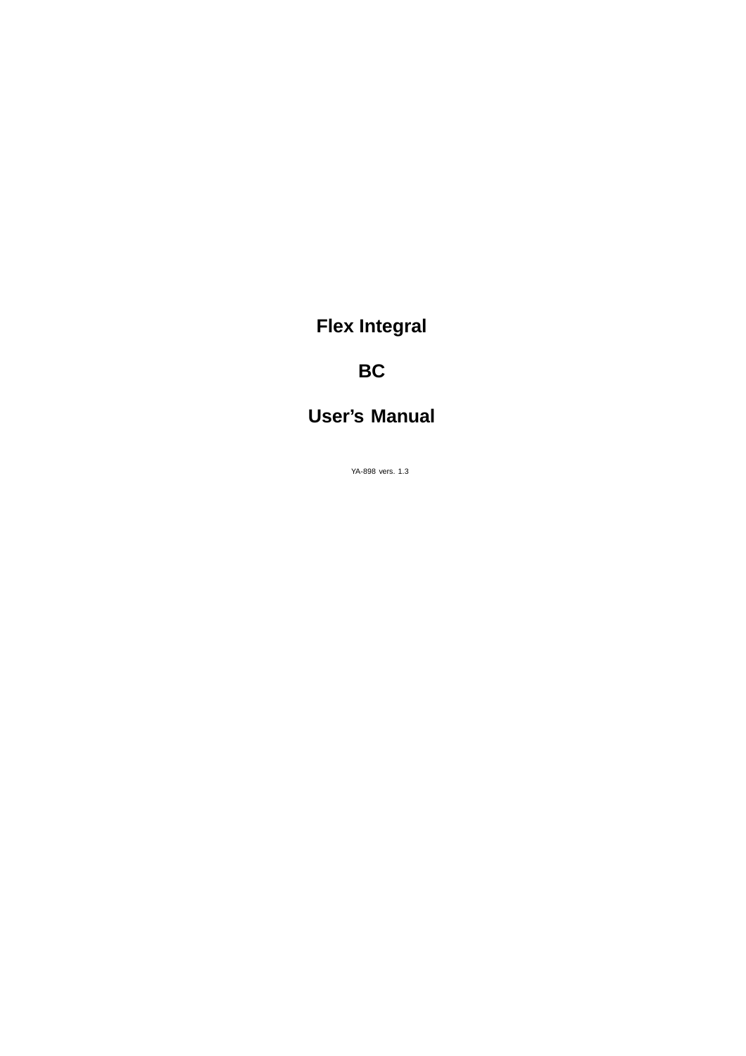# Flex Integral

# BC

# User's Manual

YA-898 vers. 1.3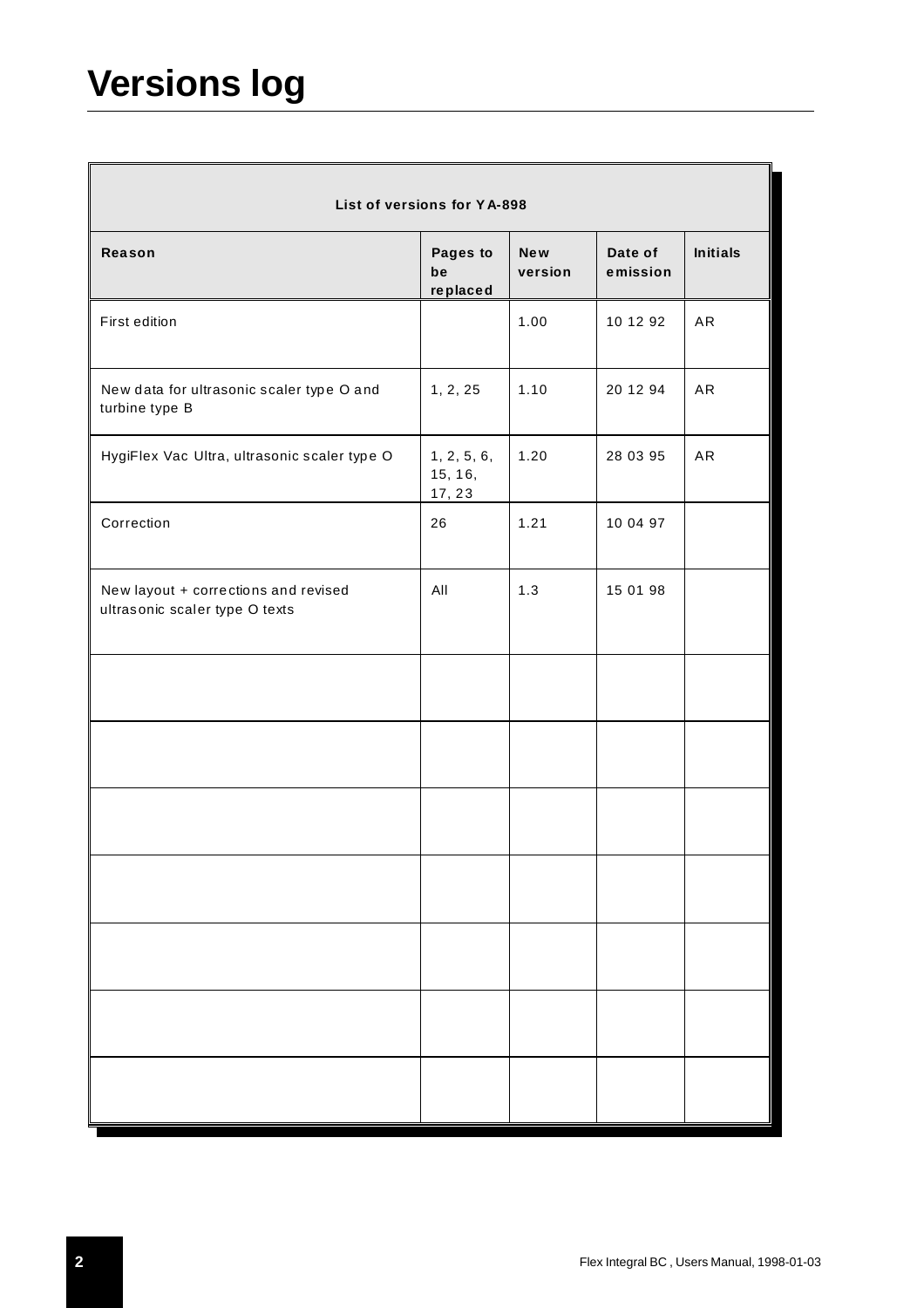# Versions log

| List of versions for YA-898 | | | | |
|---|---|---|---|---|
| **Reason** | **Pages to be replaced** | **New version** | **Date of emission** | **Initials** |
| First edition | | 1.00 | 10 12 92 | AR |
| New data for ultrasonic scaler type O and turbine type B | 1, 2, 25 | 1.10 | 20 12 94 | AR |
| HygiFlex Vac Ultra, ultrasonic scaler type O | 1, 2, 5, 6, 15, 16, 17, 23 | 1.20 | 28 03 95 | AR |
| Correction | 26 | 1.21 | 10 04 97 | |
| New layout + corrections and revised ultrasonic scaler type O texts | All | 1.3 | 15 01 98 | |
| | | | | |
| | | | | |
| | | | | |
| | | | | |
| | | | | |
| | | | | |
| | | | | |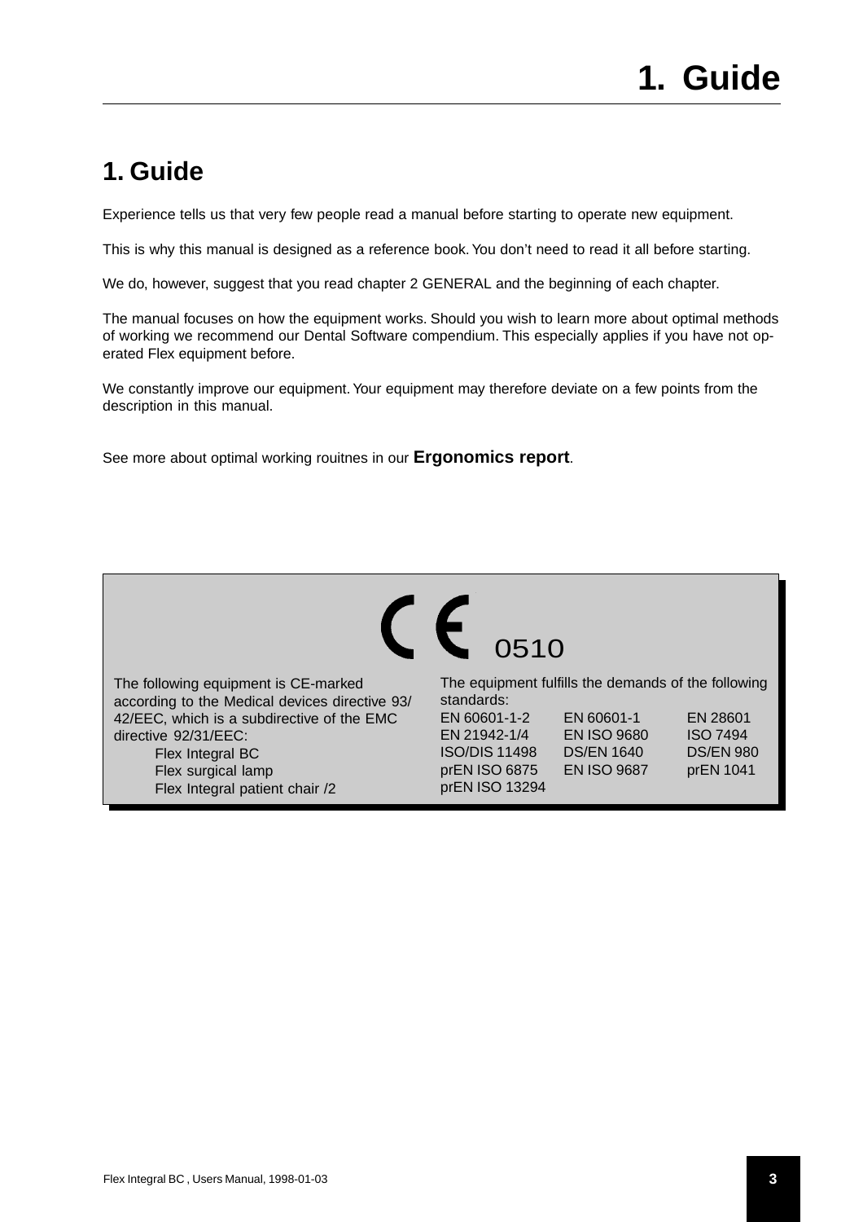# 1. Guide

Experience tells us that very few people read a manual before starting to operate new equipment.

This is why this manual is designed as a reference book. You don't need to read it all before starting.

We do, however, suggest that you read chapter 2 GENERAL and the beginning of each chapter.

The manual focuses on how the equipment works. Should you wish to learn more about optimal methods of working we recommend our Dental Software compendium. This especially applies if you have not operated Flex equipment before.

We constantly improve our equipment. Your equipment may therefore deviate on a few points from the description in this manual.

See more about optimal working rouitnes in our **Ergonomics report**.

CE 0510

The following equipment is CE-marked according to the Medical devices directive 93/42/EEC, which is a subdirective of the EMC directive 92/31/EEC:

- Flex Integral BC
- Flex surgical lamp
- Flex Integral patient chair /2

The equipment fulfills the demands of the following standards:

| | | |
|---|---|---|
| EN 60601-1-2 | EN 60601-1 | EN 28601 |
| EN 21942-1/4 | EN ISO 9680 | ISO 7494 |
| ISO/DIS 11498 | DS/EN 1640 | DS/EN 980 |
| prEN ISO 6875 | EN ISO 9687 | prEN 1041 |
| prEN ISO 13294 | | |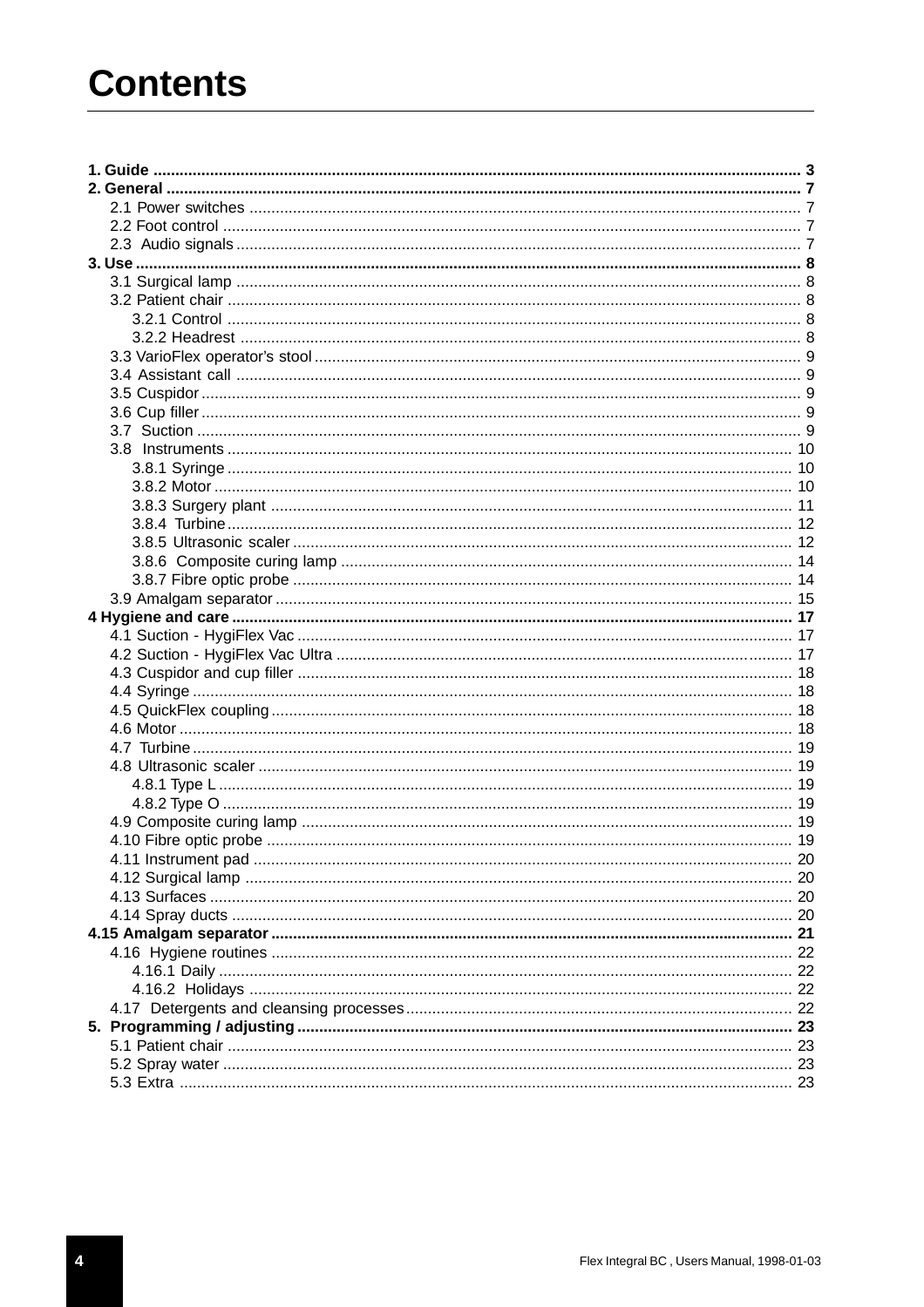# Contents

**1. Guide** ........ **3**
**2. General** ........ **7**
- 2.1 Power switches ........ 7
- 2.2 Foot control ........ 7
- 2.3 Audio signals ........ 7

**3. Use** ........ **8**
- 3.1 Surgical lamp ........ 8
- 3.2 Patient chair ........ 8
  - 3.2.1 Control ........ 8
  - 3.2.2 Headrest ........ 8
- 3.3 VarioFlex operator's stool ........ 9
- 3.4 Assistant call ........ 9
- 3.5 Cuspidor ........ 9
- 3.6 Cup filler ........ 9
- 3.7 Suction ........ 9
- 3.8 Instruments ........ 10
  - 3.8.1 Syringe ........ 10
  - 3.8.2 Motor ........ 10
  - 3.8.3 Surgery plant ........ 11
  - 3.8.4 Turbine ........ 12
  - 3.8.5 Ultrasonic scaler ........ 12
  - 3.8.6 Composite curing lamp ........ 14
  - 3.8.7 Fibre optic probe ........ 14
- 3.9 Amalgam separator ........ 15

**4 Hygiene and care** ........ **17**
- 4.1 Suction - HygiFlex Vac ........ 17
- 4.2 Suction - HygiFlex Vac Ultra ........ 17
- 4.3 Cuspidor and cup filler ........ 18
- 4.4 Syringe ........ 18
- 4.5 QuickFlex coupling ........ 18
- 4.6 Motor ........ 18
- 4.7 Turbine ........ 19
- 4.8 Ultrasonic scaler ........ 19
  - 4.8.1 Type L ........ 19
  - 4.8.2 Type O ........ 19
- 4.9 Composite curing lamp ........ 19
- 4.10 Fibre optic probe ........ 19
- 4.11 Instrument pad ........ 20
- 4.12 Surgical lamp ........ 20
- 4.13 Surfaces ........ 20
- 4.14 Spray ducts ........ 20

**4.15 Amalgam separator** ........ **21**
- 4.16 Hygiene routines ........ 22
  - 4.16.1 Daily ........ 22
  - 4.16.2 Holidays ........ 22
- 4.17 Detergents and cleansing processes ........ 22

**5. Programming / adjusting** ........ **23**
- 5.1 Patient chair ........ 23
- 5.2 Spray water ........ 23
- 5.3 Extra ........ 23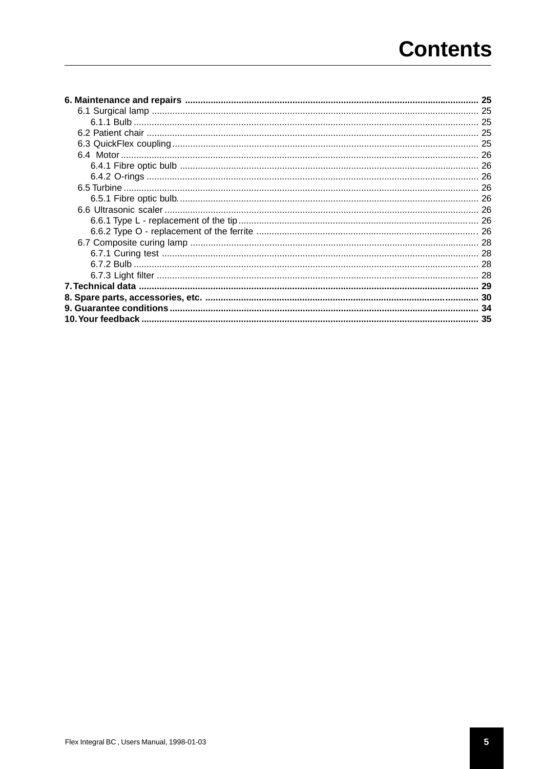# Contents

**6. Maintenance and repairs** .................................................. **25**
- 6.1 Surgical lamp .................................................. 25
  - 6.1.1 Bulb .................................................. 25
- 6.2 Patient chair .................................................. 25
- 6.3 QuickFlex coupling .................................................. 25
- 6.4 Motor .................................................. 26
  - 6.4.1 Fibre optic bulb .................................................. 26
  - 6.4.2 O-rings .................................................. 26
- 6.5 Turbine .................................................. 26
  - 6.5.1 Fibre optic bulb .................................................. 26
- 6.6 Ultrasonic scaler .................................................. 26
  - 6.6.1 Type L - replacement of the tip .................................................. 26
  - 6.6.2 Type O - replacement of the ferrite .................................................. 26
- 6.7 Composite curing lamp .................................................. 28
  - 6.7.1 Curing test .................................................. 28
  - 6.7.2 Bulb .................................................. 28
  - 6.7.3 Light filter .................................................. 28

**7. Technical data** .................................................. **29**

**8. Spare parts, accessories, etc.** .................................................. **30**

**9. Guarantee conditions** .................................................. **34**

**10. Your feedback** .................................................. **35**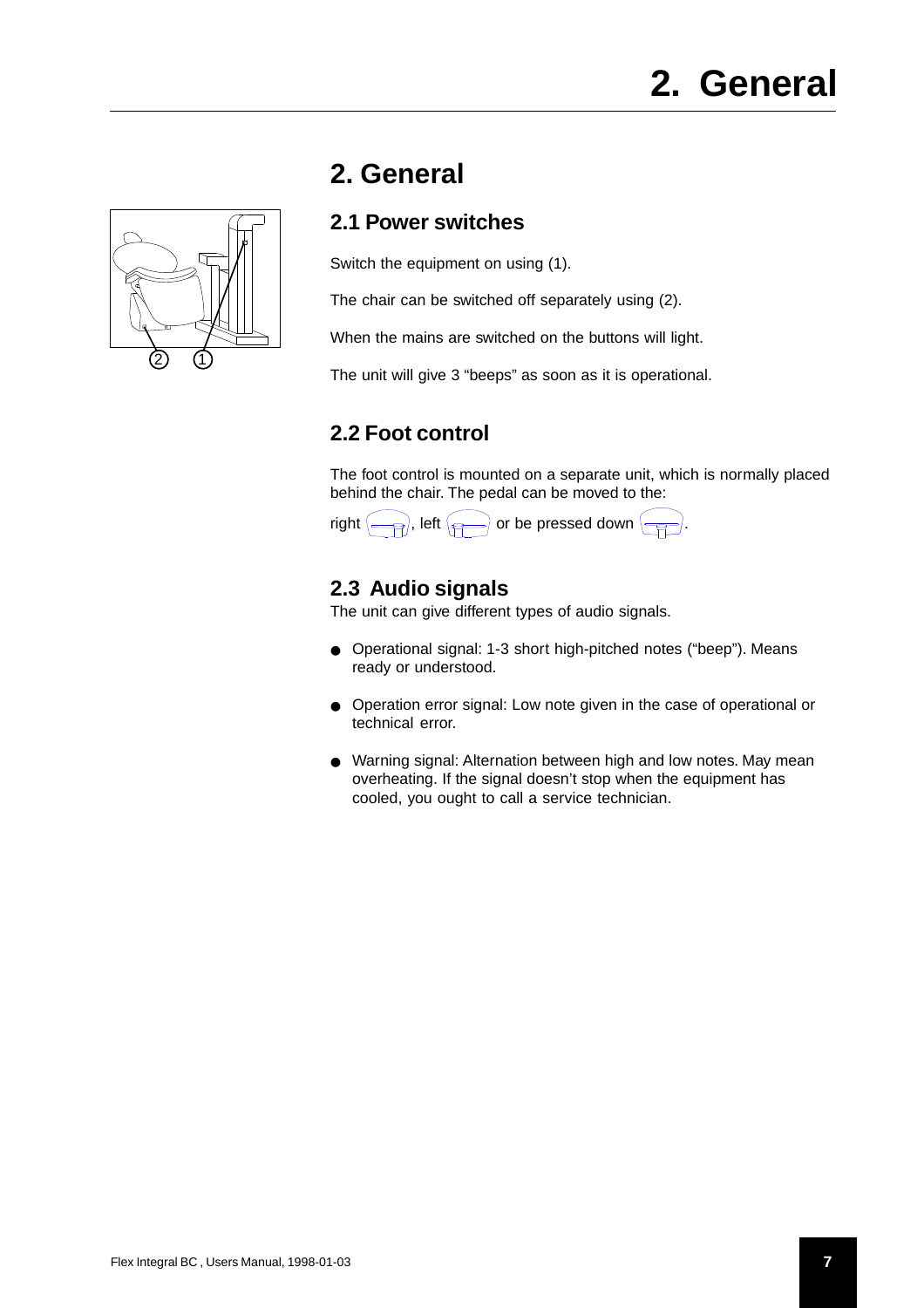# 2. General

## 2.1 Power switches

Switch the equipment on using (1).

The chair can be switched off separately using (2).

When the mains are switched on the buttons will light.

The unit will give 3 “beeps” as soon as it is operational.

## 2.2 Foot control

The foot control is mounted on a separate unit, which is normally placed behind the chair. The pedal can be moved to the:

right , left  or be pressed down .

## 2.3 Audio signals

The unit can give different types of audio signals.

- Operational signal: 1-3 short high-pitched notes (“beep”). Means ready or understood.
- Operation error signal: Low note given in the case of operational or technical error.
- Warning signal: Alternation between high and low notes. May mean overheating. If the signal doesn’t stop when the equipment has cooled, you ought to call a service technician.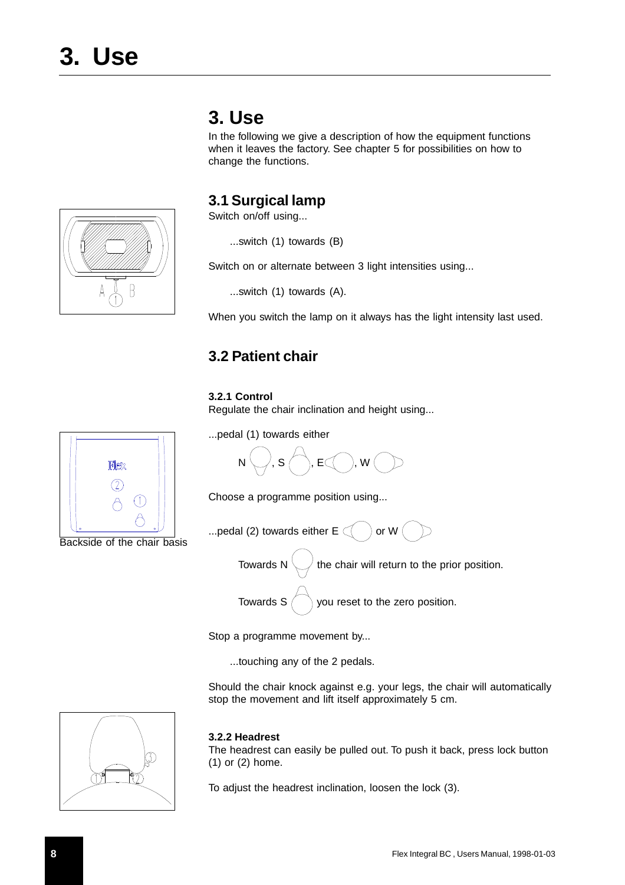# 3. Use

## 3. Use

In the following we give a description of how the equipment functions when it leaves the factory. See chapter 5 for possibilities on how to change the functions.

### 3.1 Surgical lamp

Switch on/off using...

...switch (1) towards (B)

Switch on or alternate between 3 light intensities using...

...switch (1) towards (A).

When you switch the lamp on it always has the light intensity last used.

### 3.2 Patient chair

#### 3.2.1 Control

Regulate the chair inclination and height using...

...pedal (1) towards either

N, S, E, W

Choose a programme position using...

...pedal (2) towards either E or W

Towards N the chair will return to the prior position.

Towards S you reset to the zero position.

Stop a programme movement by...

...touching any of the 2 pedals.

Should the chair knock against e.g. your legs, the chair will automatically stop the movement and lift itself approximately 5 cm.

Backside of the chair basis

#### 3.2.2 Headrest

The headrest can easily be pulled out. To push it back, press lock button (1) or (2) home.

To adjust the headrest inclination, loosen the lock (3).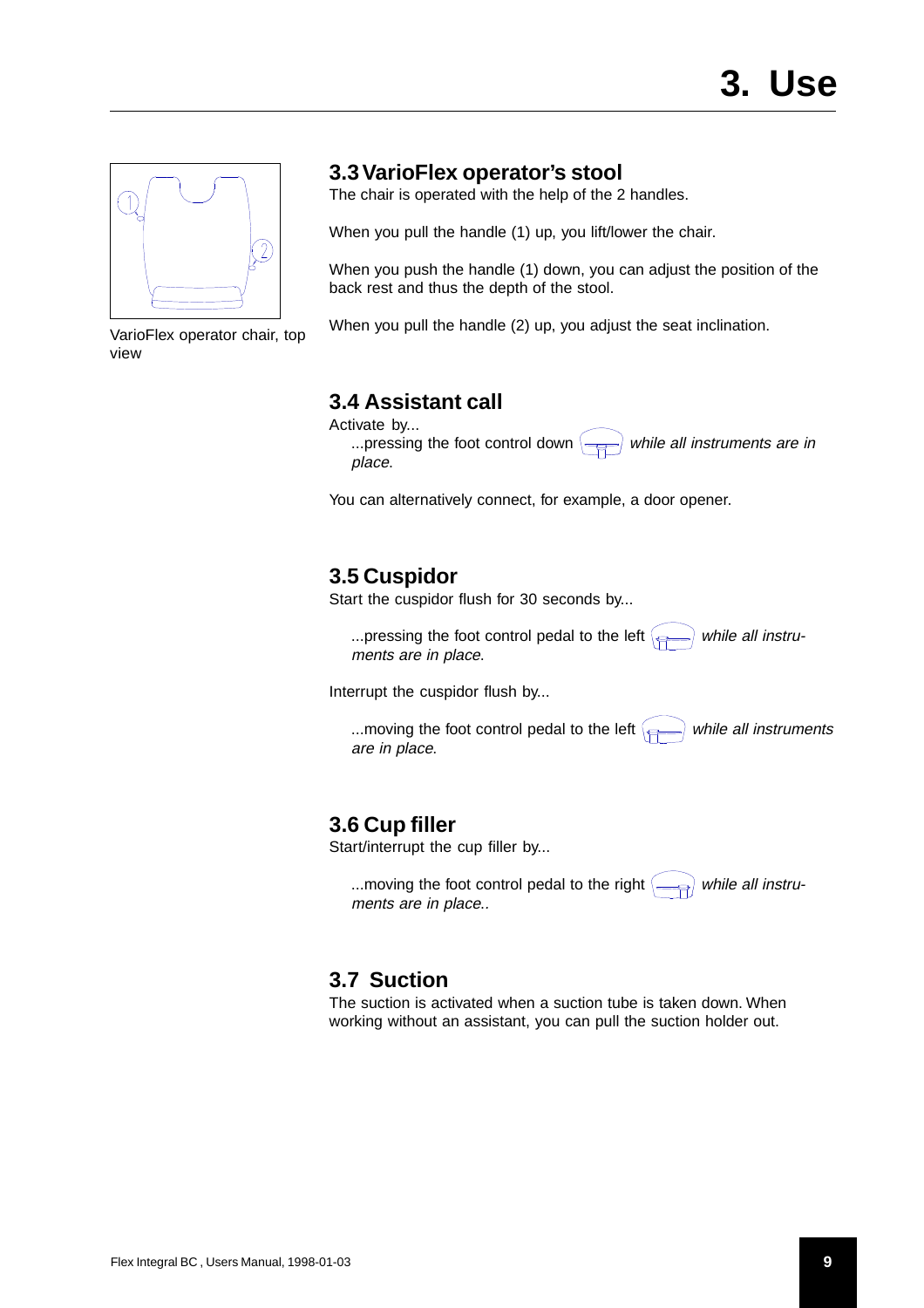# 3. Use

## 3.3 VarioFlex operator's stool

The chair is operated with the help of the 2 handles.

When you pull the handle (1) up, you lift/lower the chair.

When you push the handle (1) down, you can adjust the position of the back rest and thus the depth of the stool.

When you pull the handle (2) up, you adjust the seat inclination.

VarioFlex operator chair, top view

## 3.4 Assistant call

Activate by...

...pressing the foot control down *while all instruments are in place*.

You can alternatively connect, for example, a door opener.

## 3.5 Cuspidor

Start the cuspidor flush for 30 seconds by...

...pressing the foot control pedal to the left *while all instruments are in place*.

Interrupt the cuspidor flush by...

...moving the foot control pedal to the left *while all instruments are in place*.

## 3.6 Cup filler

Start/interrupt the cup filler by...

...moving the foot control pedal to the right *while all instruments are in place..*

## 3.7 Suction

The suction is activated when a suction tube is taken down. When working without an assistant, you can pull the suction holder out.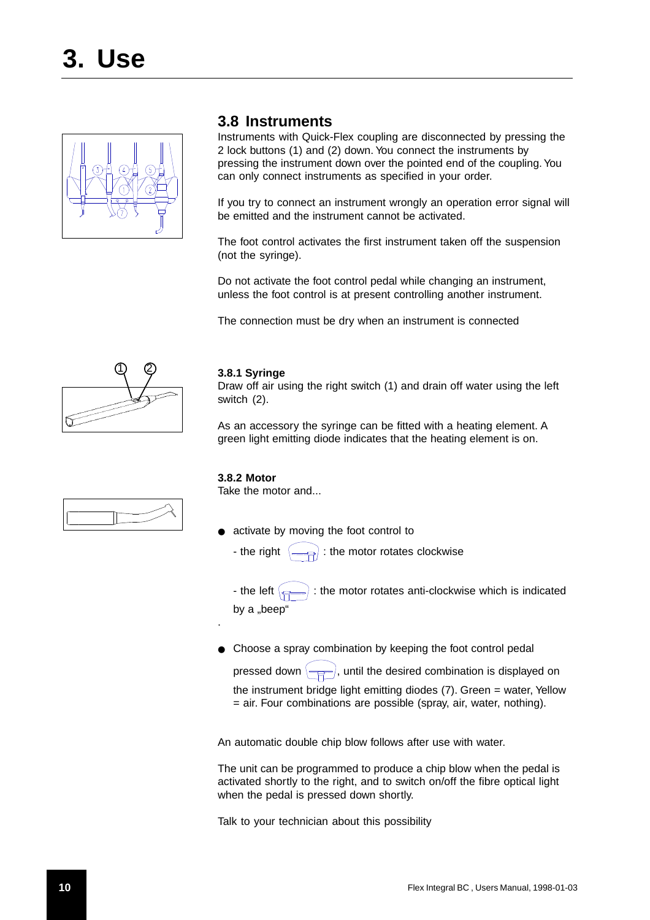# 3. Use

## 3.8 Instruments

Instruments with Quick-Flex coupling are disconnected by pressing the 2 lock buttons (1) and (2) down. You connect the instruments by pressing the instrument down over the pointed end of the coupling. You can only connect instruments as specified in your order.

If you try to connect an instrument wrongly an operation error signal will be emitted and the instrument cannot be activated.

The foot control activates the first instrument taken off the suspension (not the syringe).

Do not activate the foot control pedal while changing an instrument, unless the foot control is at present controlling another instrument.

The connection must be dry when an instrument is connected

### 3.8.1 Syringe

Draw off air using the right switch (1) and drain off water using the left switch (2).

As an accessory the syringe can be fitted with a heating element. A green light emitting diode indicates that the heating element is on.

### 3.8.2 Motor

Take the motor and...

- activate by moving the foot control to

  - the right : the motor rotates clockwise

  - the left : the motor rotates anti-clockwise which is indicated by a „beep“

.

- Choose a spray combination by keeping the foot control pedal pressed down , until the desired combination is displayed on the instrument bridge light emitting diodes (7). Green = water, Yellow = air. Four combinations are possible (spray, air, water, nothing).

An automatic double chip blow follows after use with water.

The unit can be programmed to produce a chip blow when the pedal is activated shortly to the right, and to switch on/off the fibre optical light when the pedal is pressed down shortly.

Talk to your technician about this possibility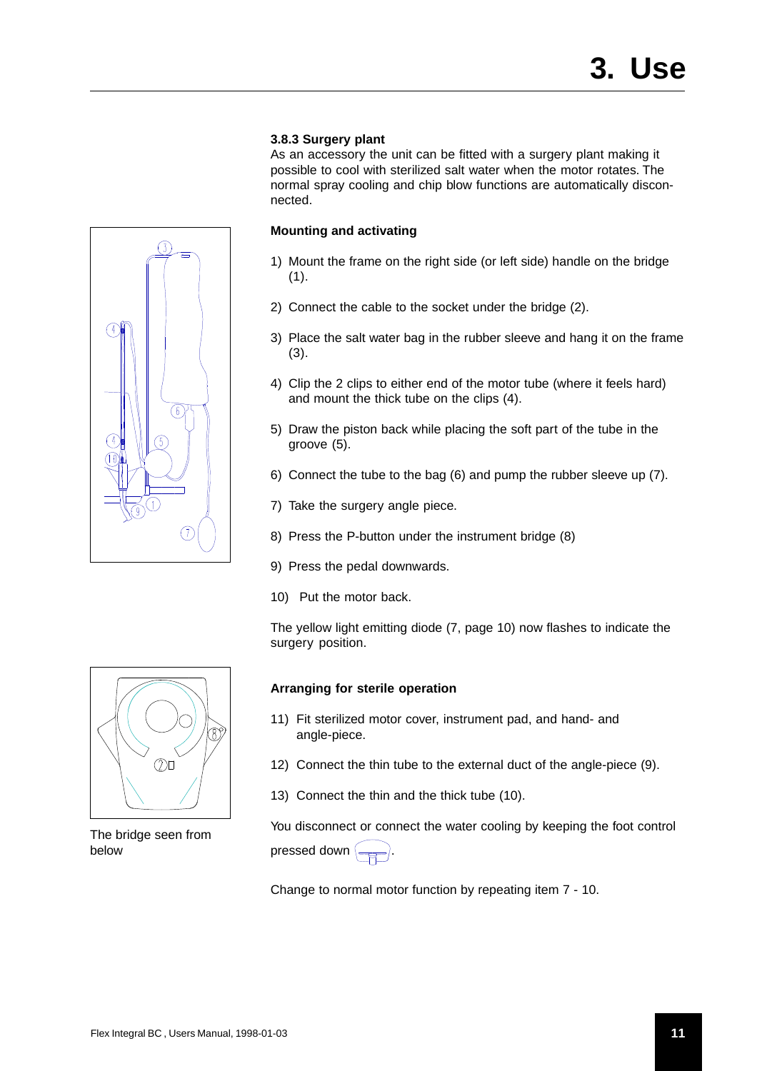### 3.8.3 Surgery plant

As an accessory the unit can be fitted with a surgery plant making it possible to cool with sterilized salt water when the motor rotates. The normal spray cooling and chip blow functions are automatically disconnected.

**Mounting and activating**

1) Mount the frame on the right side (or left side) handle on the bridge (1).
2) Connect the cable to the socket under the bridge (2).
3) Place the salt water bag in the rubber sleeve and hang it on the frame (3).
4) Clip the 2 clips to either end of the motor tube (where it feels hard) and mount the thick tube on the clips (4).
5) Draw the piston back while placing the soft part of the tube in the groove (5).
6) Connect the tube to the bag (6) and pump the rubber sleeve up (7).
7) Take the surgery angle piece.
8) Press the P-button under the instrument bridge (8)
9) Press the pedal downwards.
10) Put the motor back.

The yellow light emitting diode (7, page 10) now flashes to indicate the surgery position.

**Arranging for sterile operation**

11) Fit sterilized motor cover, instrument pad, and hand- and angle-piece.
12) Connect the thin tube to the external duct of the angle-piece (9).
13) Connect the thin and the thick tube (10).

You disconnect or connect the water cooling by keeping the foot control pressed down .

Change to normal motor function by repeating item 7 - 10.

The bridge seen from below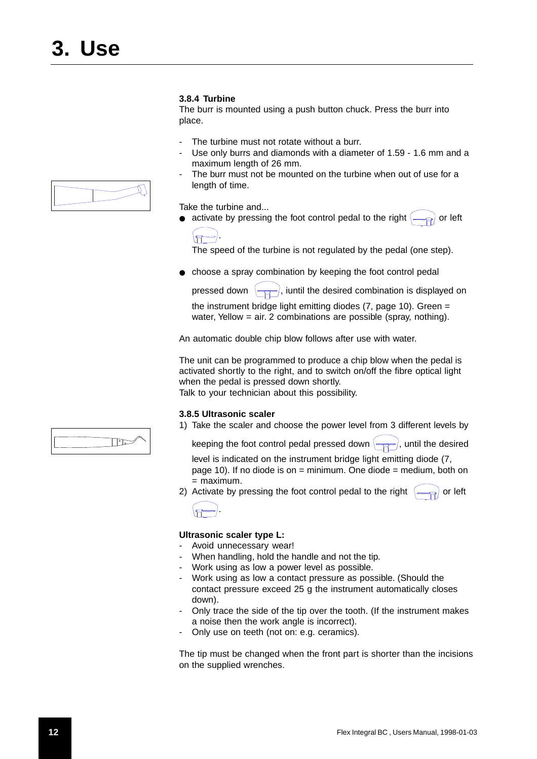# 3. Use

### 3.8.4 Turbine

The burr is mounted using a push button chuck. Press the burr into place.

- The turbine must not rotate without a burr.
- Use only burrs and diamonds with a diameter of 1.59 - 1.6 mm and a maximum length of 26 mm.
- The burr must not be mounted on the turbine when out of use for a length of time.

Take the turbine and...

- activate by pressing the foot control pedal to the right or left .

  The speed of the turbine is not regulated by the pedal (one step).

- choose a spray combination by keeping the foot control pedal pressed down , iuntil the desired combination is displayed on the instrument bridge light emitting diodes (7, page 10). Green = water, Yellow = air. 2 combinations are possible (spray, nothing).

An automatic double chip blow follows after use with water.

The unit can be programmed to produce a chip blow when the pedal is activated shortly to the right, and to switch on/off the fibre optical light when the pedal is pressed down shortly.
Talk to your technician about this possibility.

### 3.8.5 Ultrasonic scaler

1) Take the scaler and choose the power level from 3 different levels by keeping the foot control pedal pressed down , until the desired level is indicated on the instrument bridge light emitting diode (7, page 10). If no diode is on = minimum. One diode = medium, both on = maximum.
2) Activate by pressing the foot control pedal to the right or left .

**Ultrasonic scaler type L:**

- Avoid unnecessary wear!
- When handling, hold the handle and not the tip.
- Work using as low a power level as possible.
- Work using as low a contact pressure as possible. (Should the contact pressure exceed 25 g the instrument automatically closes down).
- Only trace the side of the tip over the tooth. (If the instrument makes a noise then the work angle is incorrect).
- Only use on teeth (not on: e.g. ceramics).

The tip must be changed when the front part is shorter than the incisions on the supplied wrenches.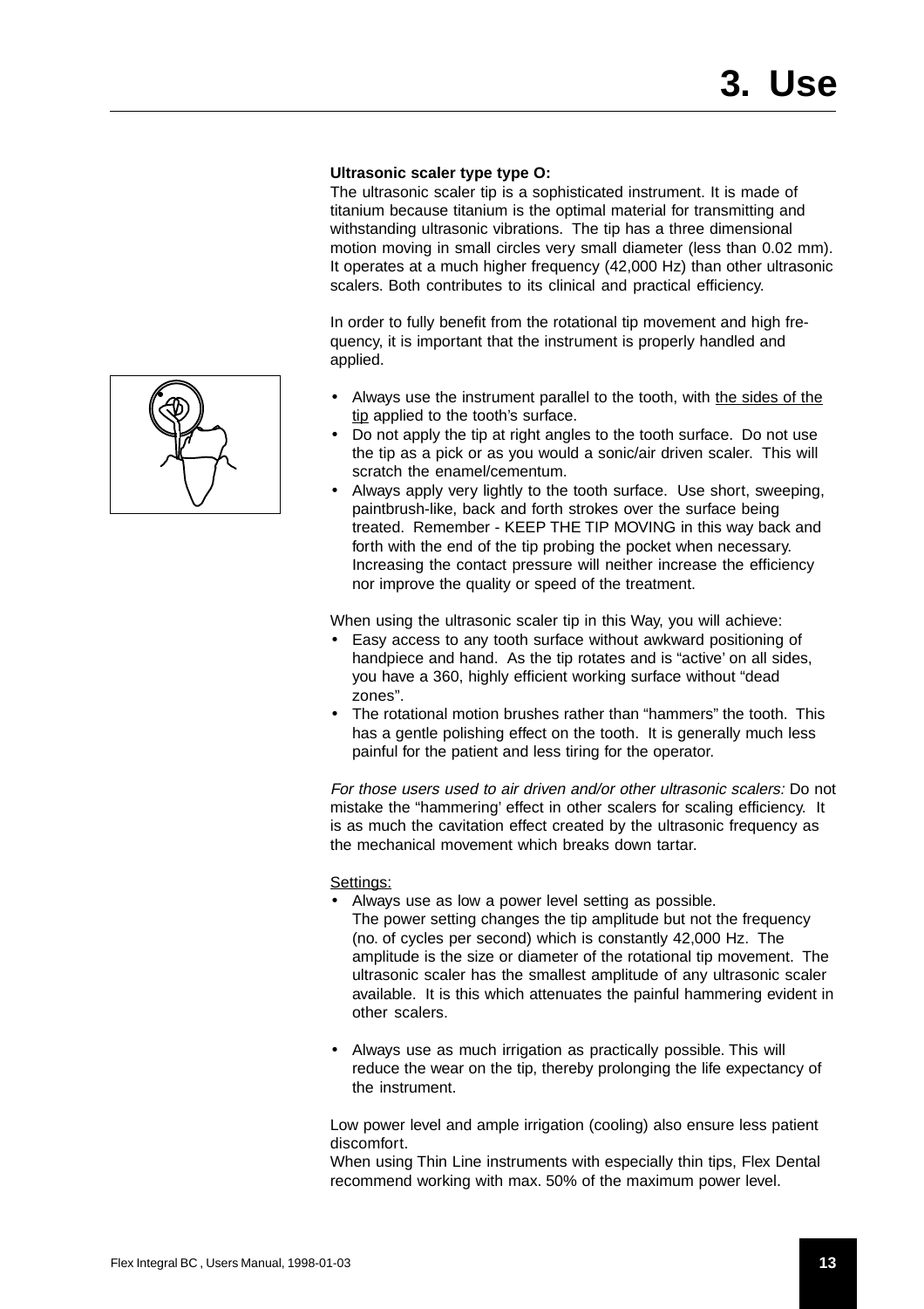# 3. Use

**Ultrasonic scaler type type O:**
The ultrasonic scaler tip is a sophisticated instrument. It is made of titanium because titanium is the optimal material for transmitting and withstanding ultrasonic vibrations. The tip has a three dimensional motion moving in small circles very small diameter (less than 0.02 mm). It operates at a much higher frequency (42,000 Hz) than other ultrasonic scalers. Both contributes to its clinical and practical efficiency.

In order to fully benefit from the rotational tip movement and high frequency, it is important that the instrument is properly handled and applied.

- Always use the instrument parallel to the tooth, with the sides of the tip applied to the tooth's surface.
- Do not apply the tip at right angles to the tooth surface. Do not use the tip as a pick or as you would a sonic/air driven scaler. This will scratch the enamel/cementum.
- Always apply very lightly to the tooth surface. Use short, sweeping, paintbrush-like, back and forth strokes over the surface being treated. Remember - KEEP THE TIP MOVING in this way back and forth with the end of the tip probing the pocket when necessary. Increasing the contact pressure will neither increase the efficiency nor improve the quality or speed of the treatment.

When using the ultrasonic scaler tip in this Way, you will achieve:

- Easy access to any tooth surface without awkward positioning of handpiece and hand. As the tip rotates and is "active' on all sides, you have a 360, highly efficient working surface without "dead zones".
- The rotational motion brushes rather than "hammers" the tooth. This has a gentle polishing effect on the tooth. It is generally much less painful for the patient and less tiring for the operator.

*For those users used to air driven and/or other ultrasonic scalers:* Do not mistake the "hammering' effect in other scalers for scaling efficiency. It is as much the cavitation effect created by the ultrasonic frequency as the mechanical movement which breaks down tartar.

Settings:

- Always use as low a power level setting as possible.
  The power setting changes the tip amplitude but not the frequency (no. of cycles per second) which is constantly 42,000 Hz. The amplitude is the size or diameter of the rotational tip movement. The ultrasonic scaler has the smallest amplitude of any ultrasonic scaler available. It is this which attenuates the painful hammering evident in other scalers.

- Always use as much irrigation as practically possible. This will reduce the wear on the tip, thereby prolonging the life expectancy of the instrument.

Low power level and ample irrigation (cooling) also ensure less patient discomfort.
When using Thin Line instruments with especially thin tips, Flex Dental recommend working with max. 50% of the maximum power level.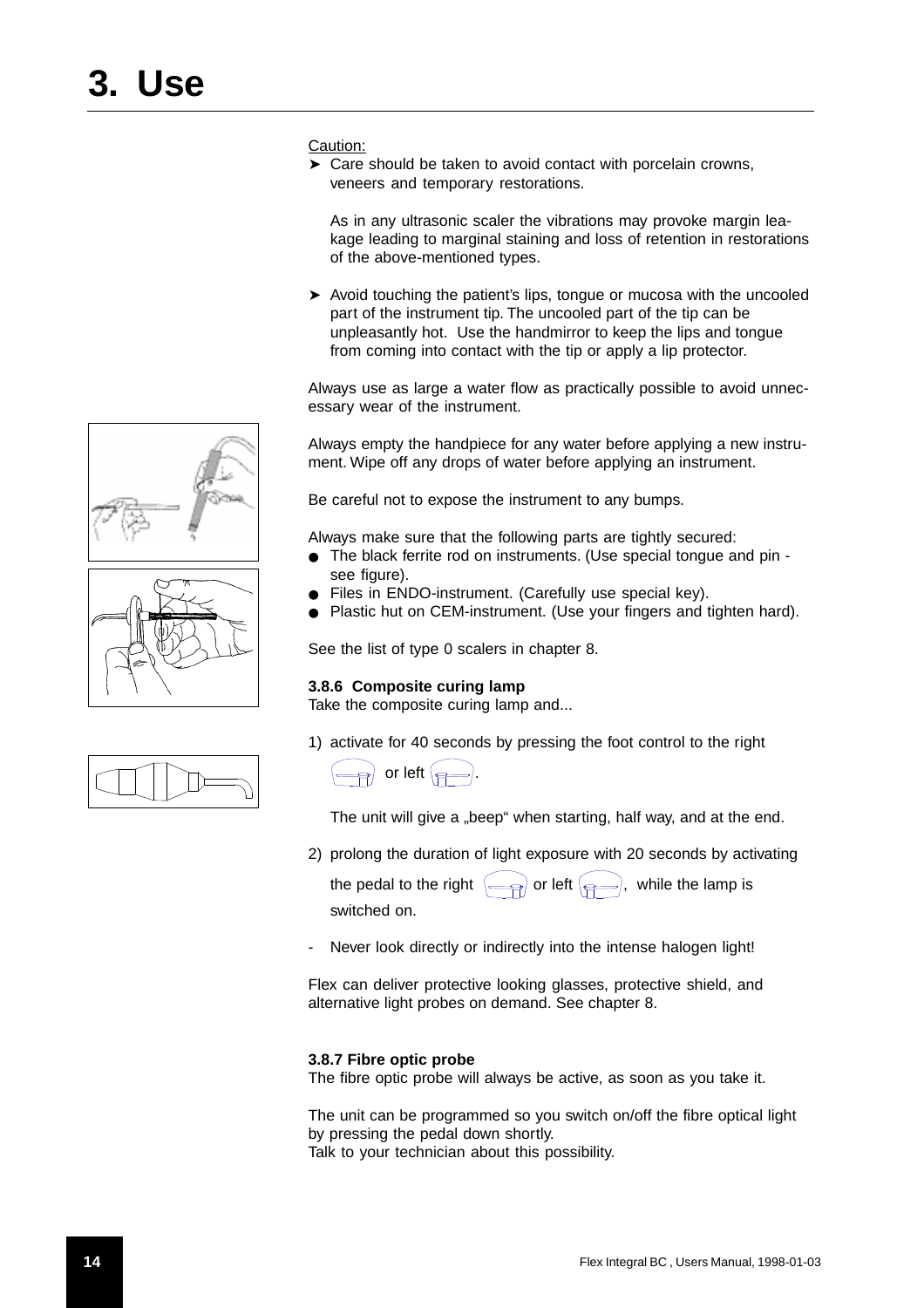# 3. Use

Caution:

- ➤ Care should be taken to avoid contact with porcelain crowns, veneers and temporary restorations.

  As in any ultrasonic scaler the vibrations may provoke margin leakage leading to marginal staining and loss of retention in restorations of the above-mentioned types.

- ➤ Avoid touching the patient's lips, tongue or mucosa with the uncooled part of the instrument tip. The uncooled part of the tip can be unpleasantly hot. Use the handmirror to keep the lips and tongue from coming into contact with the tip or apply a lip protector.

Always use as large a water flow as practically possible to avoid unnecessary wear of the instrument.

Always empty the handpiece for any water before applying a new instrument. Wipe off any drops of water before applying an instrument.

Be careful not to expose the instrument to any bumps.

Always make sure that the following parts are tightly secured:

- The black ferrite rod on instruments. (Use special tongue and pin - see figure).
- Files in ENDO-instrument. (Carefully use special key).
- Plastic hut on CEM-instrument. (Use your fingers and tighten hard).

See the list of type 0 scalers in chapter 8.

### 3.8.6 Composite curing lamp

Take the composite curing lamp and...

1) activate for 40 seconds by pressing the foot control to the right or left .

   The unit will give a „beep" when starting, half way, and at the end.

2) prolong the duration of light exposure with 20 seconds by activating the pedal to the right or left , while the lamp is switched on.

- Never look directly or indirectly into the intense halogen light!

Flex can deliver protective looking glasses, protective shield, and alternative light probes on demand. See chapter 8.

### 3.8.7 Fibre optic probe

The fibre optic probe will always be active, as soon as you take it.

The unit can be programmed so you switch on/off the fibre optical light by pressing the pedal down shortly.
Talk to your technician about this possibility.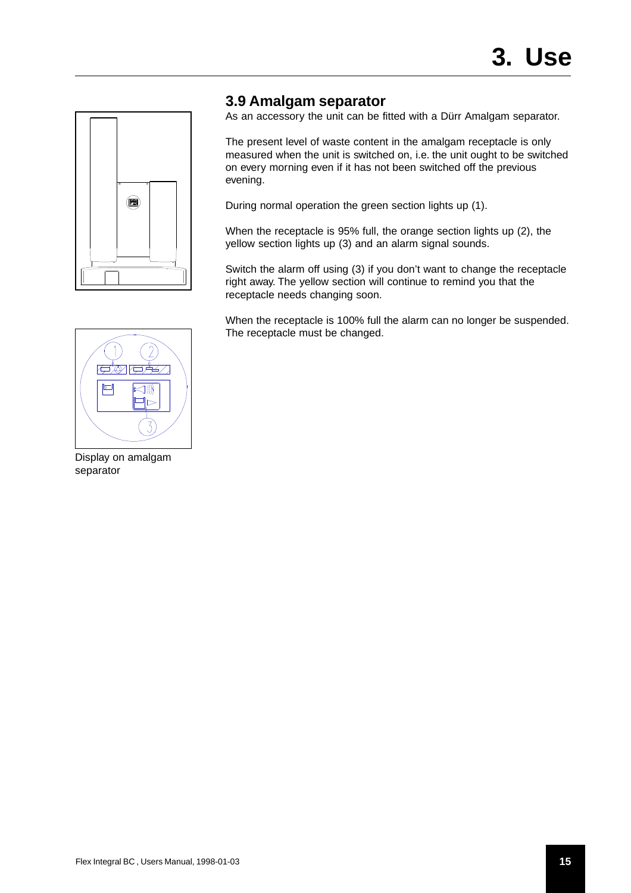## 3.9 Amalgam separator

As an accessory the unit can be fitted with a Dürr Amalgam separator.

The present level of waste content in the amalgam receptacle is only measured when the unit is switched on, i.e. the unit ought to be switched on every morning even if it has not been switched off the previous evening.

During normal operation the green section lights up (1).

When the receptacle is 95% full, the orange section lights up (2), the yellow section lights up (3) and an alarm signal sounds.

Switch the alarm off using (3) if you don’t want to change the receptacle right away. The yellow section will continue to remind you that the receptacle needs changing soon.

When the receptacle is 100% full the alarm can no longer be suspended. The receptacle must be changed.

Display on amalgam separator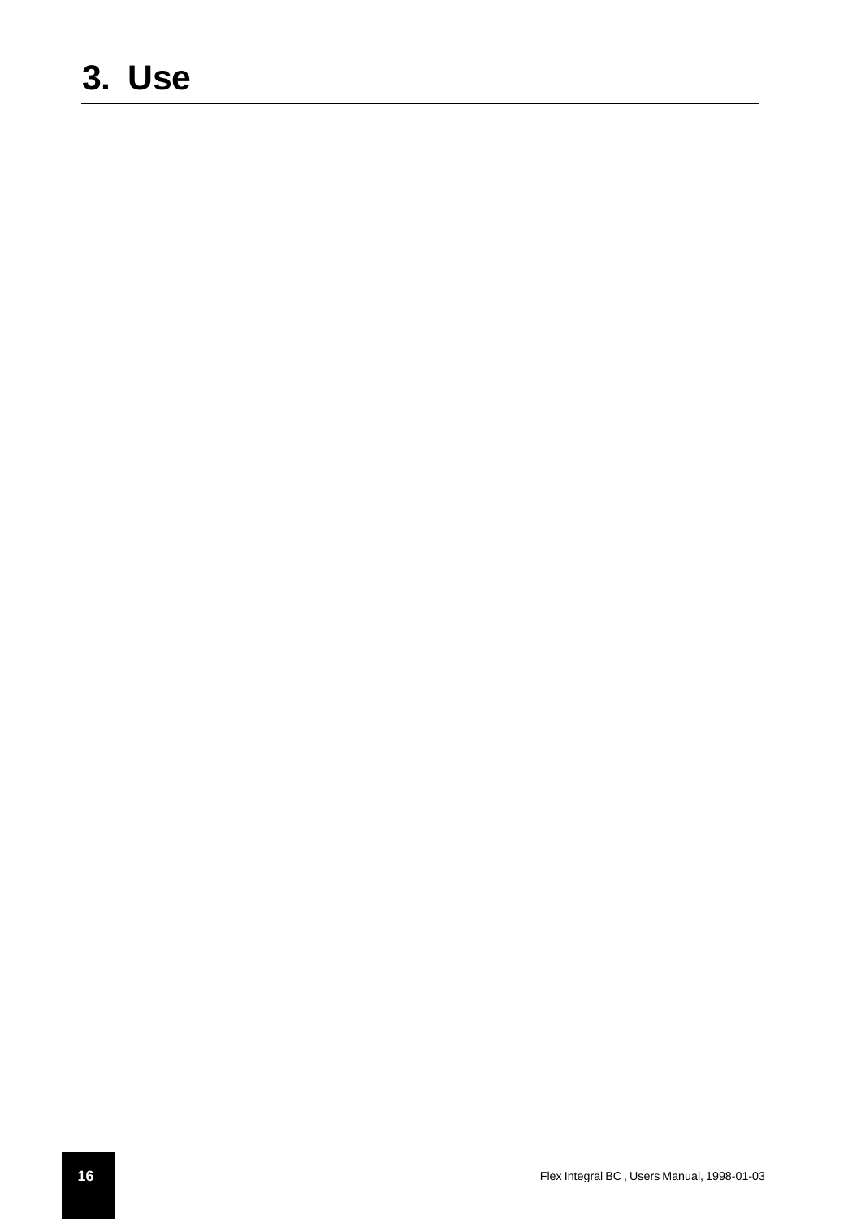# 3. Use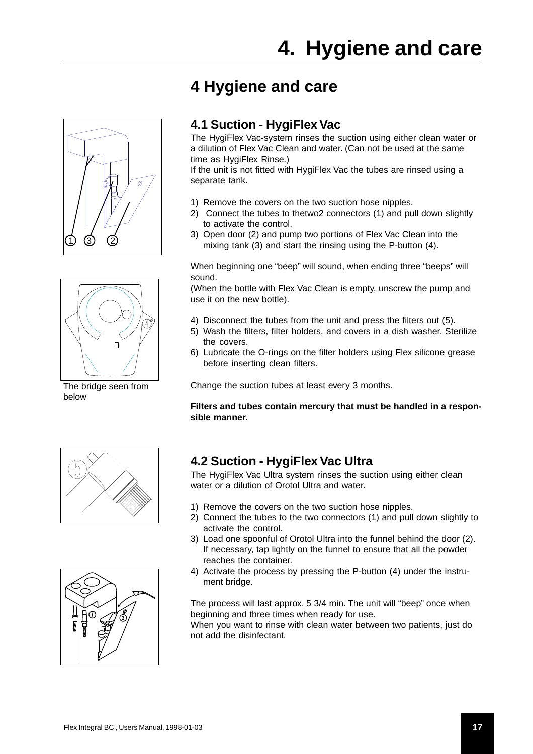# 4 Hygiene and care

## 4.1 Suction - HygiFlex Vac

The HygiFlex Vac-system rinses the suction using either clean water or a dilution of Flex Vac Clean and water. (Can not be used at the same time as HygiFlex Rinse.)
If the unit is not fitted with HygiFlex Vac the tubes are rinsed using a separate tank.

1) Remove the covers on the two suction hose nipples.
2) Connect the tubes to thetwo2 connectors (1) and pull down slightly to activate the control.
3) Open door (2) and pump two portions of Flex Vac Clean into the mixing tank (3) and start the rinsing using the P-button (4).

When beginning one "beep" will sound, when ending three "beeps" will sound.
(When the bottle with Flex Vac Clean is empty, unscrew the pump and use it on the new bottle).

4) Disconnect the tubes from the unit and press the filters out (5).
5) Wash the filters, filter holders, and covers in a dish washer. Sterilize the covers.
6) Lubricate the O-rings on the filter holders using Flex silicone grease before inserting clean filters.

Change the suction tubes at least every 3 months.

**Filters and tubes contain mercury that must be handled in a responsible manner.**

The bridge seen from below

## 4.2 Suction - HygiFlex Vac Ultra

The HygiFlex Vac Ultra system rinses the suction using either clean water or a dilution of Orotol Ultra and water.

1) Remove the covers on the two suction hose nipples.
2) Connect the tubes to the two connectors (1) and pull down slightly to activate the control.
3) Load one spoonful of Orotol Ultra into the funnel behind the door (2). If necessary, tap lightly on the funnel to ensure that all the powder reaches the container.
4) Activate the process by pressing the P-button (4) under the instrument bridge.

The process will last approx. 5 3/4 min. The unit will "beep" once when beginning and three times when ready for use.
When you want to rinse with clean water between two patients, just do not add the disinfectant.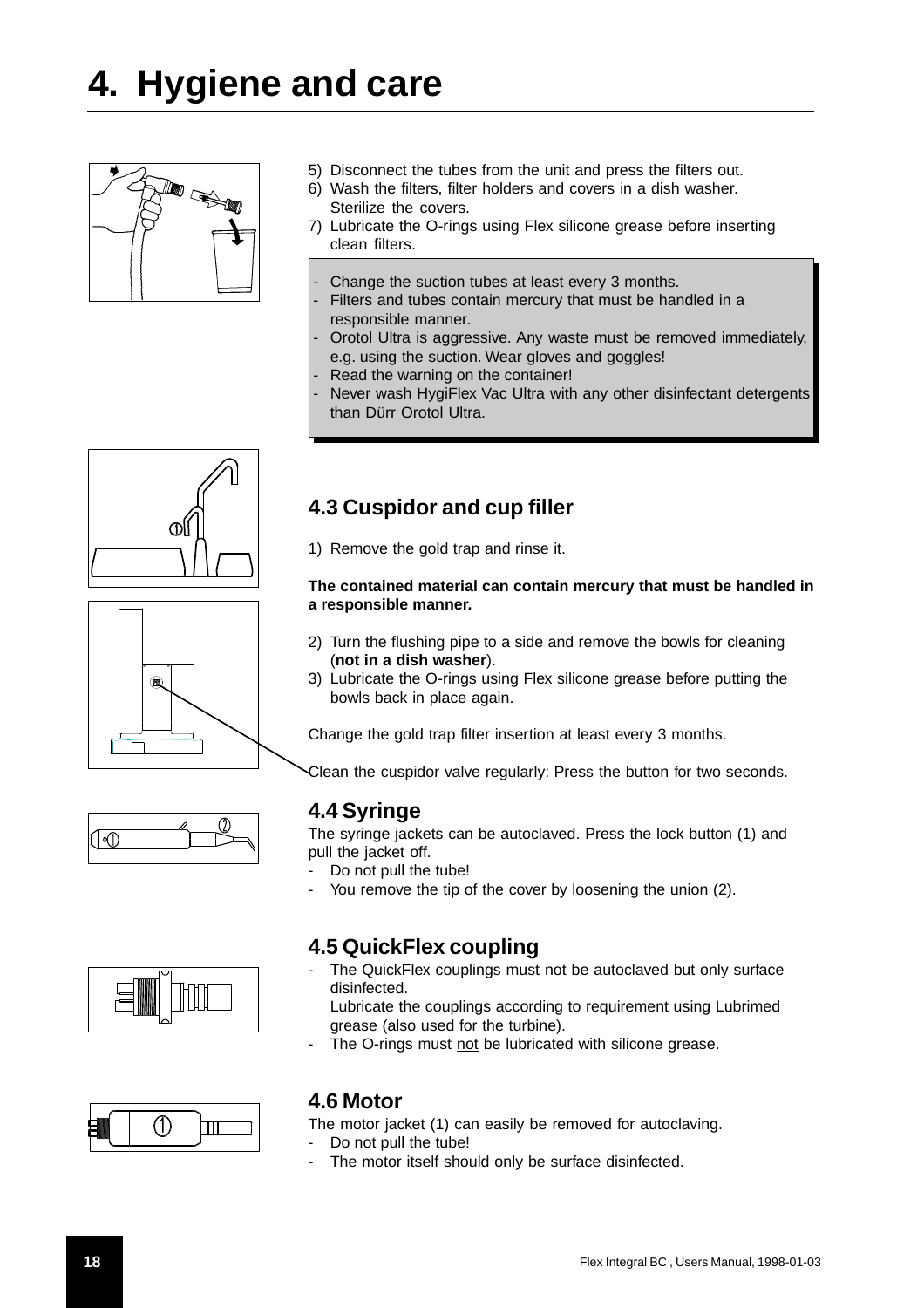# 4. Hygiene and care

5) Disconnect the tubes from the unit and press the filters out.
6) Wash the filters, filter holders and covers in a dish washer. Sterilize the covers.
7) Lubricate the O-rings using Flex silicone grease before inserting clean filters.

- Change the suction tubes at least every 3 months.
- Filters and tubes contain mercury that must be handled in a responsible manner.
- Orotol Ultra is aggressive. Any waste must be removed immediately, e.g. using the suction. Wear gloves and goggles!
- Read the warning on the container!
- Never wash HygiFlex Vac Ultra with any other disinfectant detergents than Dürr Orotol Ultra.

## 4.3 Cuspidor and cup filler

1) Remove the gold trap and rinse it.

**The contained material can contain mercury that must be handled in a responsible manner.**

2) Turn the flushing pipe to a side and remove the bowls for cleaning (**not in a dish washer**).
3) Lubricate the O-rings using Flex silicone grease before putting the bowls back in place again.

Change the gold trap filter insertion at least every 3 months.

Clean the cuspidor valve regularly: Press the button for two seconds.

## 4.4 Syringe

The syringe jackets can be autoclaved. Press the lock button (1) and pull the jacket off.

- Do not pull the tube!
- You remove the tip of the cover by loosening the union (2).

## 4.5 QuickFlex coupling

- The QuickFlex couplings must not be autoclaved but only surface disinfected.
  Lubricate the couplings according to requirement using Lubrimed grease (also used for the turbine).
- The O-rings must not be lubricated with silicone grease.

## 4.6 Motor

The motor jacket (1) can easily be removed for autoclaving.

- Do not pull the tube!
- The motor itself should only be surface disinfected.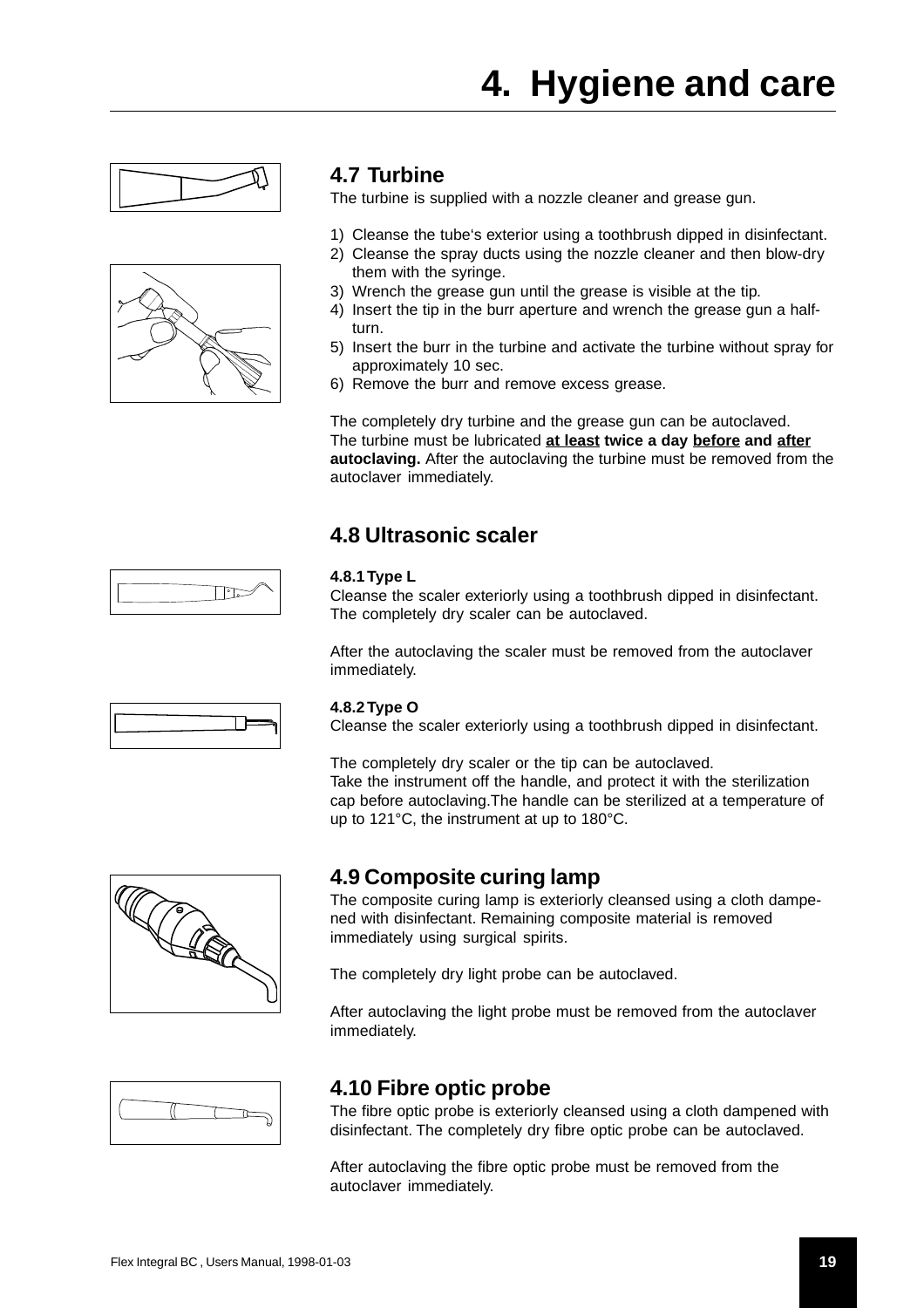# 4. Hygiene and care

## 4.7 Turbine

The turbine is supplied with a nozzle cleaner and grease gun.

1) Cleanse the tube's exterior using a toothbrush dipped in disinfectant.
2) Cleanse the spray ducts using the nozzle cleaner and then blow-dry them with the syringe.
3) Wrench the grease gun until the grease is visible at the tip.
4) Insert the tip in the burr aperture and wrench the grease gun a half-turn.
5) Insert the burr in the turbine and activate the turbine without spray for approximately 10 sec.
6) Remove the burr and remove excess grease.

The completely dry turbine and the grease gun can be autoclaved.
The turbine must be lubricated **at least twice a day before and after autoclaving.** After the autoclaving the turbine must be removed from the autoclaver immediately.

## 4.8 Ultrasonic scaler

### 4.8.1 Type L

Cleanse the scaler exteriorly using a toothbrush dipped in disinfectant. The completely dry scaler can be autoclaved.

After the autoclaving the scaler must be removed from the autoclaver immediately.

### 4.8.2 Type O

Cleanse the scaler exteriorly using a toothbrush dipped in disinfectant.

The completely dry scaler or the tip can be autoclaved.
Take the instrument off the handle, and protect it with the sterilization cap before autoclaving.The handle can be sterilized at a temperature of up to 121°C, the instrument at up to 180°C.

## 4.9 Composite curing lamp

The composite curing lamp is exteriorly cleansed using a cloth dampe-ned with disinfectant. Remaining composite material is removed immediately using surgical spirits.

The completely dry light probe can be autoclaved.

After autoclaving the light probe must be removed from the autoclaver immediately.

## 4.10 Fibre optic probe

The fibre optic probe is exteriorly cleansed using a cloth dampened with disinfectant. The completely dry fibre optic probe can be autoclaved.

After autoclaving the fibre optic probe must be removed from the autoclaver immediately.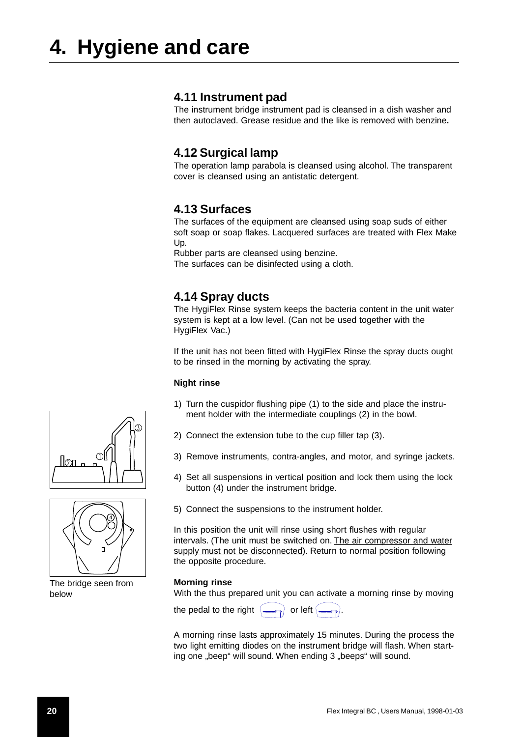# 4. Hygiene and care

## 4.11 Instrument pad

The instrument bridge instrument pad is cleansed in a dish washer and then autoclaved. Grease residue and the like is removed with benzine**.**

## 4.12 Surgical lamp

The operation lamp parabola is cleansed using alcohol. The transparent cover is cleansed using an antistatic detergent.

## 4.13 Surfaces

The surfaces of the equipment are cleansed using soap suds of either soft soap or soap flakes. Lacquered surfaces are treated with Flex Make Up.

Rubber parts are cleansed using benzine.

The surfaces can be disinfected using a cloth.

## 4.14 Spray ducts

The HygiFlex Rinse system keeps the bacteria content in the unit water system is kept at a low level. (Can not be used together with the HygiFlex Vac.)

If the unit has not been fitted with HygiFlex Rinse the spray ducts ought to be rinsed in the morning by activating the spray.

**Night rinse**

1) Turn the cuspidor flushing pipe (1) to the side and place the instrument holder with the intermediate couplings (2) in the bowl.

2) Connect the extension tube to the cup filler tap (3).

3) Remove instruments, contra-angles, and motor, and syringe jackets.

4) Set all suspensions in vertical position and lock them using the lock button (4) under the instrument bridge.

5) Connect the suspensions to the instrument holder.

The bridge seen from below

In this position the unit will rinse using short flushes with regular intervals. (The unit must be switched on. The air compressor and water supply must not be disconnected). Return to normal position following the opposite procedure.

**Morning rinse**

With the thus prepared unit you can activate a morning rinse by moving the pedal to the right or left .

A morning rinse lasts approximately 15 minutes. During the process the two light emitting diodes on the instrument bridge will flash. When starting one „beep" will sound. When ending 3 „beeps" will sound.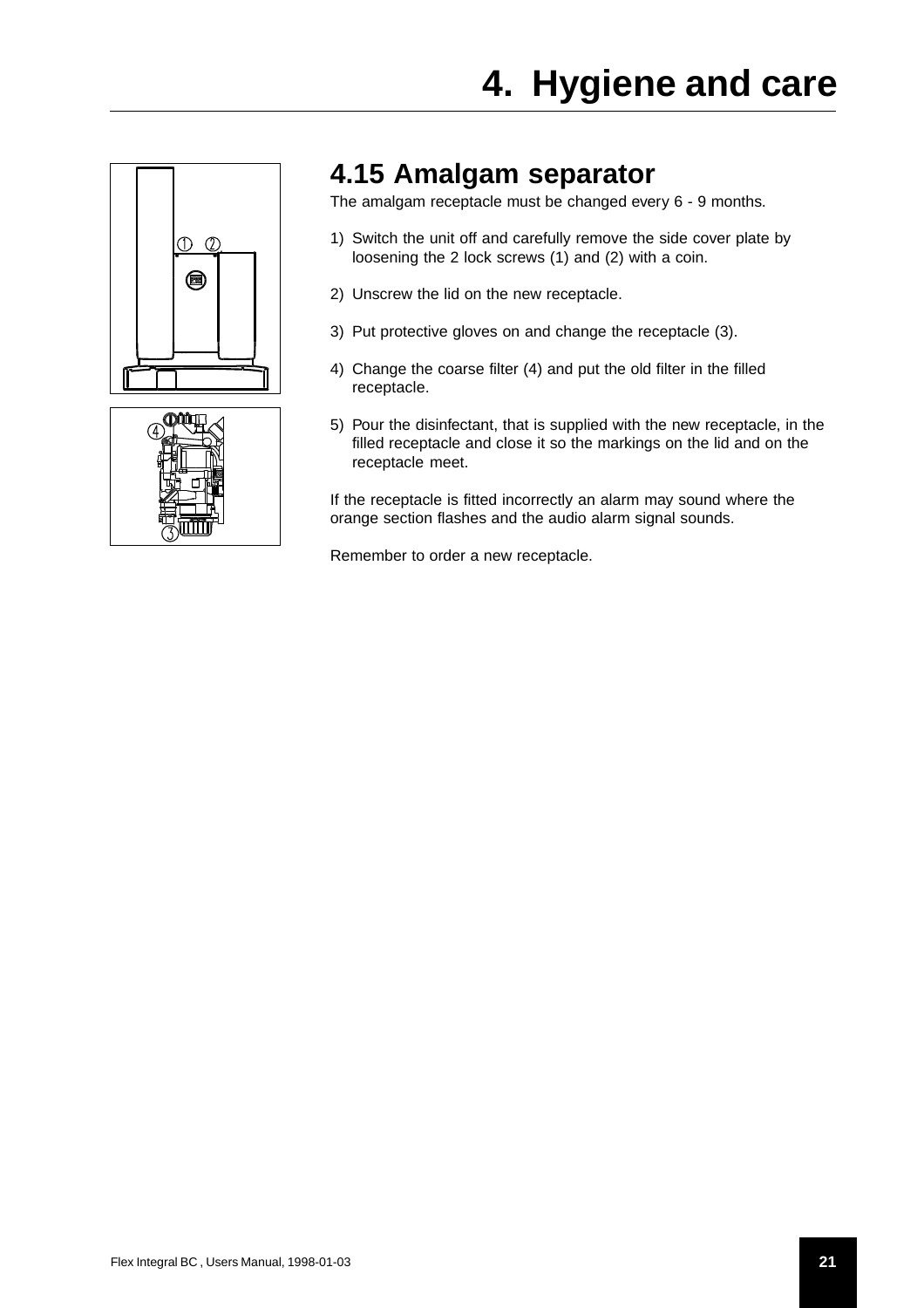# 4. Hygiene and care

## 4.15 Amalgam separator

The amalgam receptacle must be changed every 6 - 9 months.

1) Switch the unit off and carefully remove the side cover plate by loosening the 2 lock screws (1) and (2) with a coin.
2) Unscrew the lid on the new receptacle.
3) Put protective gloves on and change the receptacle (3).
4) Change the coarse filter (4) and put the old filter in the filled receptacle.
5) Pour the disinfectant, that is supplied with the new receptacle, in the filled receptacle and close it so the markings on the lid and on the receptacle meet.

If the receptacle is fitted incorrectly an alarm may sound where the orange section flashes and the audio alarm signal sounds.

Remember to order a new receptacle.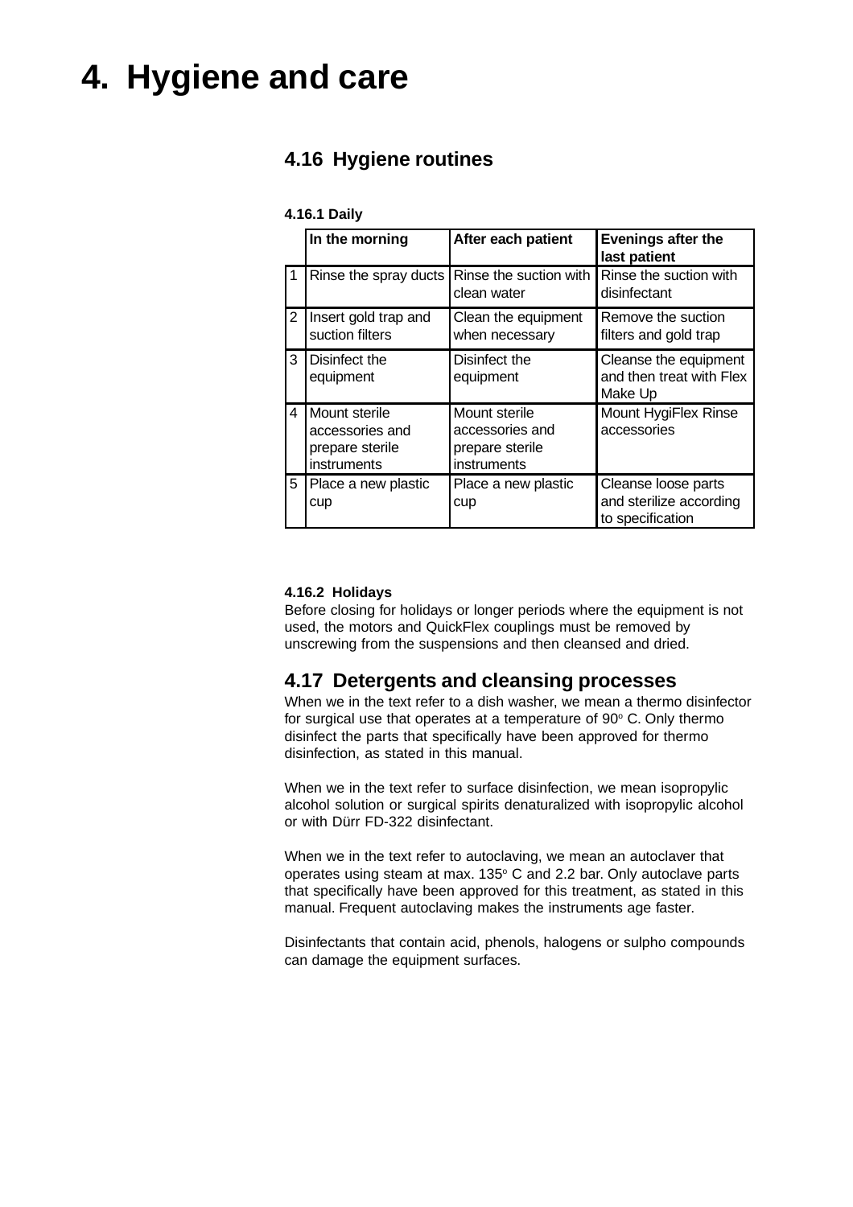# 4. Hygiene and care

## 4.16 Hygiene routines

### 4.16.1 Daily

| | In the morning | After each patient | Evenings after the last patient |
|---|---|---|---|
| 1 | Rinse the spray ducts | Rinse the suction with clean water | Rinse the suction with disinfectant |
| 2 | Insert gold trap and suction filters | Clean the equipment when necessary | Remove the suction filters and gold trap |
| 3 | Disinfect the equipment | Disinfect the equipment | Cleanse the equipment and then treat with Flex Make Up |
| 4 | Mount sterile accessories and prepare sterile instruments | Mount sterile accessories and prepare sterile instruments | Mount HygiFlex Rinse accessories |
| 5 | Place a new plastic cup | Place a new plastic cup | Cleanse loose parts and sterilize according to specification |

### 4.16.2 Holidays

Before closing for holidays or longer periods where the equipment is not used, the motors and QuickFlex couplings must be removed by unscrewing from the suspensions and then cleansed and dried.

## 4.17 Detergents and cleansing processes

When we in the text refer to a dish washer, we mean a thermo disinfector for surgical use that operates at a temperature of 90° C. Only thermo disinfect the parts that specifically have been approved for thermo disinfection, as stated in this manual.

When we in the text refer to surface disinfection, we mean isopropylic alcohol solution or surgical spirits denaturalized with isopropylic alcohol or with Dürr FD-322 disinfectant.

When we in the text refer to autoclaving, we mean an autoclaver that operates using steam at max. 135° C and 2.2 bar. Only autoclave parts that specifically have been approved for this treatment, as stated in this manual. Frequent autoclaving makes the instruments age faster.

Disinfectants that contain acid, phenols, halogens or sulpho compounds can damage the equipment surfaces.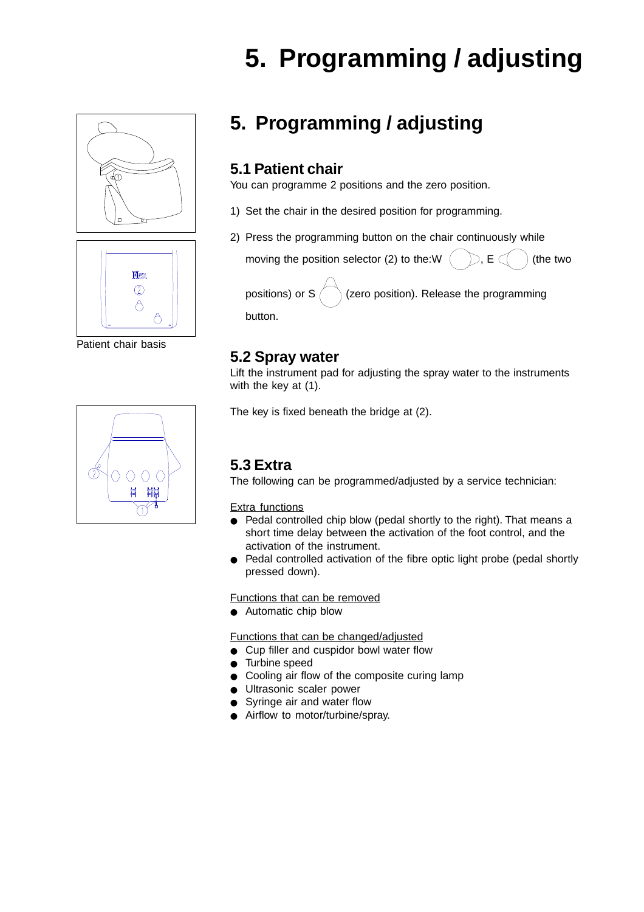# 5. Programming / adjusting

## 5. Programming / adjusting

### 5.1 Patient chair

You can programme 2 positions and the zero position.

1) Set the chair in the desired position for programming.

2) Press the programming button on the chair continuously while moving the position selector (2) to the:W, E (the two positions) or S (zero position). Release the programming button.

Patient chair basis

### 5.2 Spray water

Lift the instrument pad for adjusting the spray water to the instruments with the key at (1).

The key is fixed beneath the bridge at (2).

### 5.3 Extra

The following can be programmed/adjusted by a service technician:

Extra functions

- Pedal controlled chip blow (pedal shortly to the right). That means a short time delay between the activation of the foot control, and the activation of the instrument.
- Pedal controlled activation of the fibre optic light probe (pedal shortly pressed down).

Functions that can be removed

- Automatic chip blow

Functions that can be changed/adjusted

- Cup filler and cuspidor bowl water flow
- Turbine speed
- Cooling air flow of the composite curing lamp
- Ultrasonic scaler power
- Syringe air and water flow
- Airflow to motor/turbine/spray.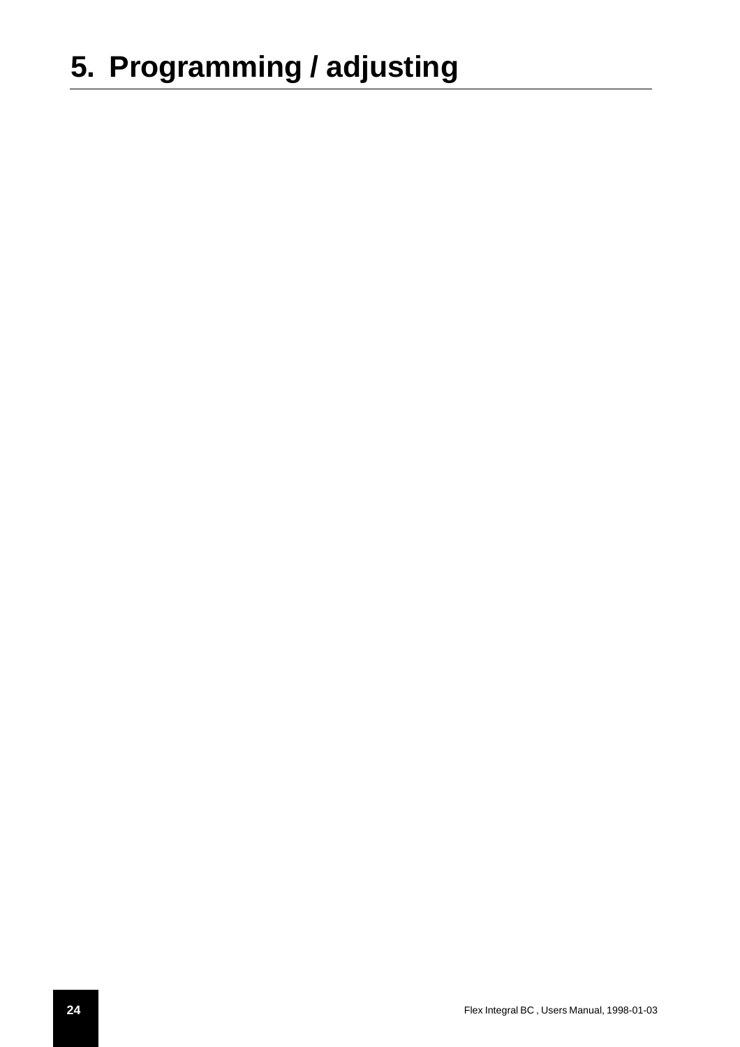# 5. Programming / adjusting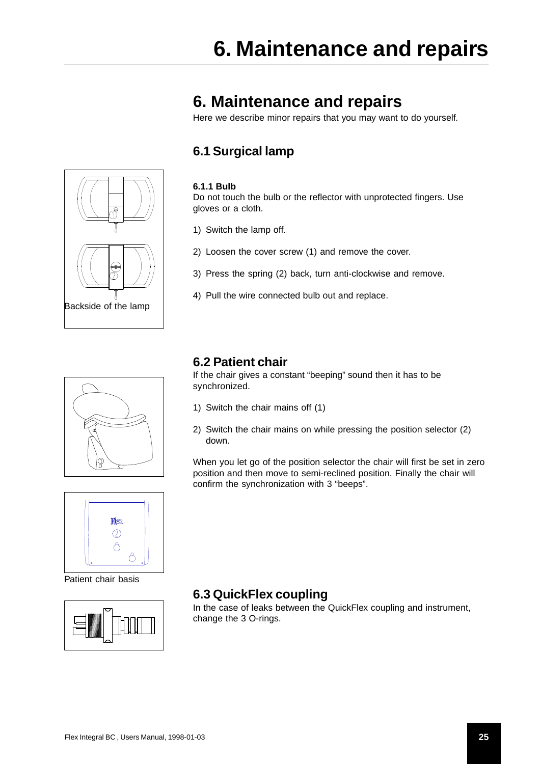# 6. Maintenance and repairs

Here we describe minor repairs that you may want to do yourself.

## 6.1 Surgical lamp

Backside of the lamp

**6.1.1 Bulb**

Do not touch the bulb or the reflector with unprotected fingers. Use gloves or a cloth.

1) Switch the lamp off.
2) Loosen the cover screw (1) and remove the cover.
3) Press the spring (2) back, turn anti-clockwise and remove.
4) Pull the wire connected bulb out and replace.

## 6.2 Patient chair

If the chair gives a constant "beeping" sound then it has to be synchronized.

1) Switch the chair mains off (1)
2) Switch the chair mains on while pressing the position selector (2) down.

When you let go of the position selector the chair will first be set in zero position and then move to semi-reclined position. Finally the chair will confirm the synchronization with 3 "beeps".

Patient chair basis

## 6.3 QuickFlex coupling

In the case of leaks between the QuickFlex coupling and instrument, change the 3 O-rings.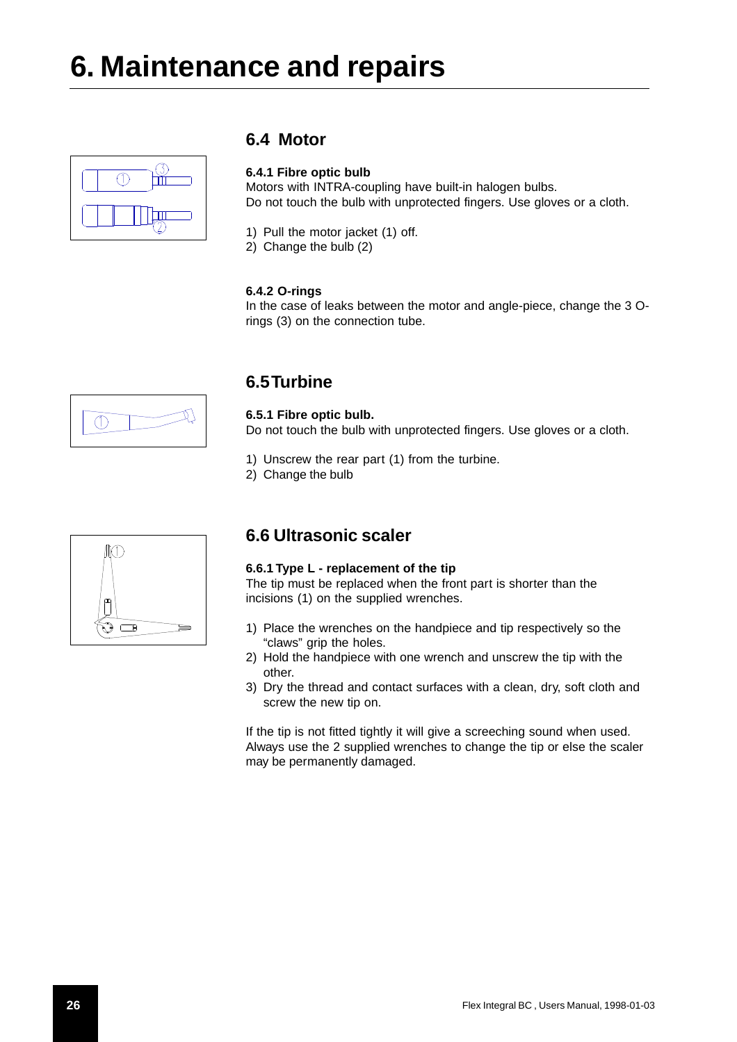# 6. Maintenance and repairs

## 6.4 Motor

### 6.4.1 Fibre optic bulb

Motors with INTRA-coupling have built-in halogen bulbs.
Do not touch the bulb with unprotected fingers. Use gloves or a cloth.

1) Pull the motor jacket (1) off.
2) Change the bulb (2)

### 6.4.2 O-rings

In the case of leaks between the motor and angle-piece, change the 3 O-rings (3) on the connection tube.

## 6.5 Turbine

### 6.5.1 Fibre optic bulb.

Do not touch the bulb with unprotected fingers. Use gloves or a cloth.

1) Unscrew the rear part (1) from the turbine.
2) Change the bulb

## 6.6 Ultrasonic scaler

### 6.6.1 Type L - replacement of the tip

The tip must be replaced when the front part is shorter than the incisions (1) on the supplied wrenches.

1) Place the wrenches on the handpiece and tip respectively so the "claws" grip the holes.
2) Hold the handpiece with one wrench and unscrew the tip with the other.
3) Dry the thread and contact surfaces with a clean, dry, soft cloth and screw the new tip on.

If the tip is not fitted tightly it will give a screeching sound when used.
Always use the 2 supplied wrenches to change the tip or else the scaler may be permanently damaged.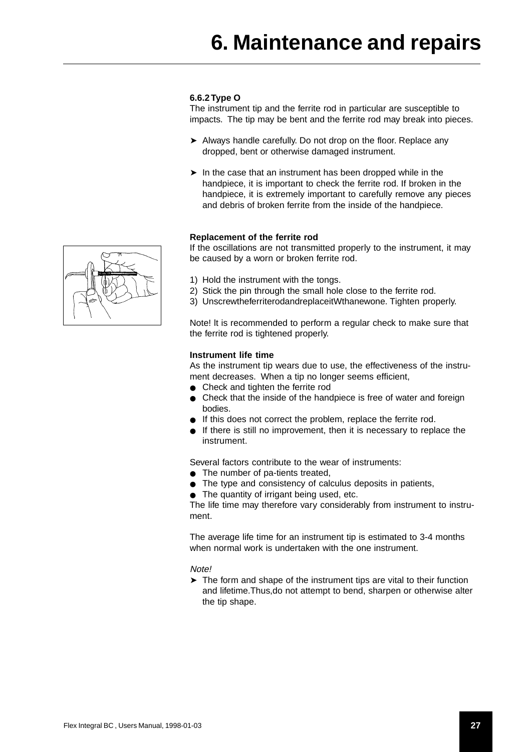# 6. Maintenance and repairs

**6.6.2 Type O**

The instrument tip and the ferrite rod in particular are susceptible to impacts. The tip may be bent and the ferrite rod may break into pieces.

➤ Always handle carefully. Do not drop on the floor. Replace any dropped, bent or otherwise damaged instrument.

➤ In the case that an instrument has been dropped while in the handpiece, it is important to check the ferrite rod. If broken in the handpiece, it is extremely important to carefully remove any pieces and debris of broken ferrite from the inside of the handpiece.

**Replacement of the ferrite rod**

If the oscillations are not transmitted properly to the instrument, it may be caused by a worn or broken ferrite rod.

1) Hold the instrument with the tongs.
2) Stick the pin through the small hole close to the ferrite rod.
3) UnscrewtheferriterodandreplaceitWthanewone. Tighten properly.

Note! lt is recommended to perform a regular check to make sure that the ferrite rod is tightened properly.

**Instrument life time**

As the instrument tip wears due to use, the effectiveness of the instrument decreases. When a tip no longer seems efficient,

- Check and tighten the ferrite rod
- Check that the inside of the handpiece is free of water and foreign bodies.
- If this does not correct the problem, replace the ferrite rod.
- If there is still no improvement, then it is necessary to replace the instrument.

Several factors contribute to the wear of instruments:

- The number of pa-tients treated,
- The type and consistency of calculus deposits in patients,
- The quantity of irrigant being used, etc.

The life time may therefore vary considerably from instrument to instrument.

The average life time for an instrument tip is estimated to 3-4 months when normal work is undertaken with the one instrument.

*Note!*

➤ The form and shape of the instrument tips are vital to their function and lifetime.Thus,do not attempt to bend, sharpen or otherwise alter the tip shape.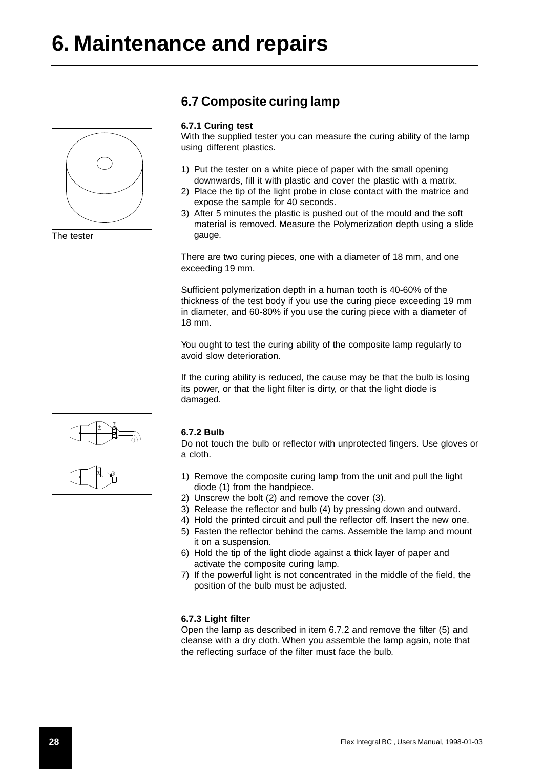# 6. Maintenance and repairs

## 6.7 Composite curing lamp

The tester

### 6.7.1 Curing test

With the supplied tester you can measure the curing ability of the lamp using different plastics.

1) Put the tester on a white piece of paper with the small opening downwards, fill it with plastic and cover the plastic with a matrix.
2) Place the tip of the light probe in close contact with the matrice and expose the sample for 40 seconds.
3) After 5 minutes the plastic is pushed out of the mould and the soft material is removed. Measure the Polymerization depth using a slide gauge.

There are two curing pieces, one with a diameter of 18 mm, and one exceeding 19 mm.

Sufficient polymerization depth in a human tooth is 40-60% of the thickness of the test body if you use the curing piece exceeding 19 mm in diameter, and 60-80% if you use the curing piece with a diameter of 18 mm.

You ought to test the curing ability of the composite lamp regularly to avoid slow deterioration.

If the curing ability is reduced, the cause may be that the bulb is losing its power, or that the light filter is dirty, or that the light diode is damaged.

### 6.7.2 Bulb

Do not touch the bulb or reflector with unprotected fingers. Use gloves or a cloth.

1) Remove the composite curing lamp from the unit and pull the light diode (1) from the handpiece.
2) Unscrew the bolt (2) and remove the cover (3).
3) Release the reflector and bulb (4) by pressing down and outward.
4) Hold the printed circuit and pull the reflector off. Insert the new one.
5) Fasten the reflector behind the cams. Assemble the lamp and mount it on a suspension.
6) Hold the tip of the light diode against a thick layer of paper and activate the composite curing lamp.
7) If the powerful light is not concentrated in the middle of the field, the position of the bulb must be adjusted.

### 6.7.3 Light filter

Open the lamp as described in item 6.7.2 and remove the filter (5) and cleanse with a dry cloth. When you assemble the lamp again, note that the reflecting surface of the filter must face the bulb.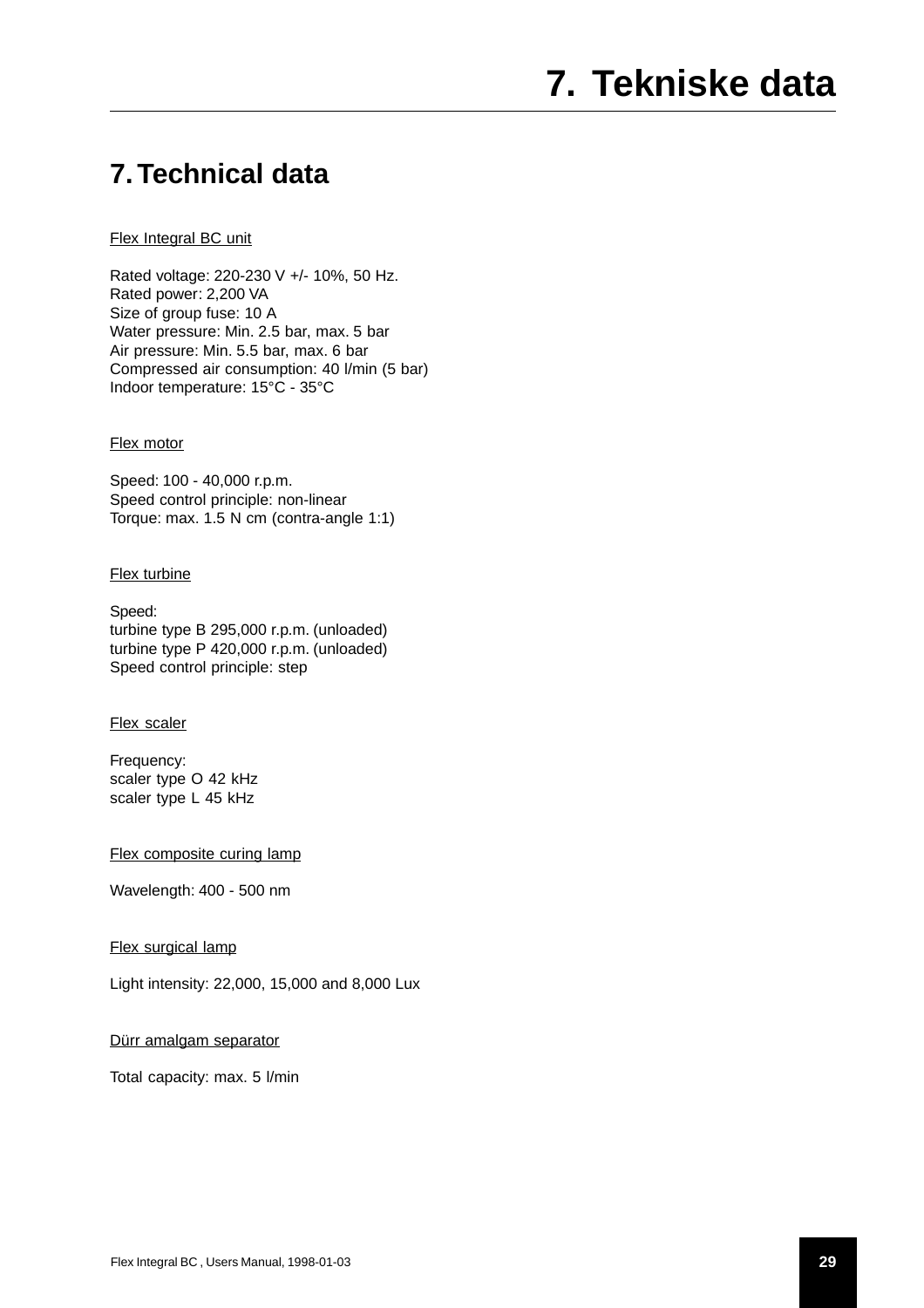# 7. Technical data

Flex Integral BC unit

Rated voltage: 220-230 V +/- 10%, 50 Hz.
Rated power: 2,200 VA
Size of group fuse: 10 A
Water pressure: Min. 2.5 bar, max. 5 bar
Air pressure: Min. 5.5 bar, max. 6 bar
Compressed air consumption: 40 l/min (5 bar)
Indoor temperature: 15°C - 35°C

Flex motor

Speed: 100 - 40,000 r.p.m.
Speed control principle: non-linear
Torque: max. 1.5 N cm (contra-angle 1:1)

Flex turbine

Speed:
turbine type B 295,000 r.p.m. (unloaded)
turbine type P 420,000 r.p.m. (unloaded)
Speed control principle: step

Flex scaler

Frequency:
scaler type O 42 kHz
scaler type L 45 kHz

Flex composite curing lamp

Wavelength: 400 - 500 nm

Flex surgical lamp

Light intensity: 22,000, 15,000 and 8,000 Lux

Dürr amalgam separator

Total capacity: max. 5 l/min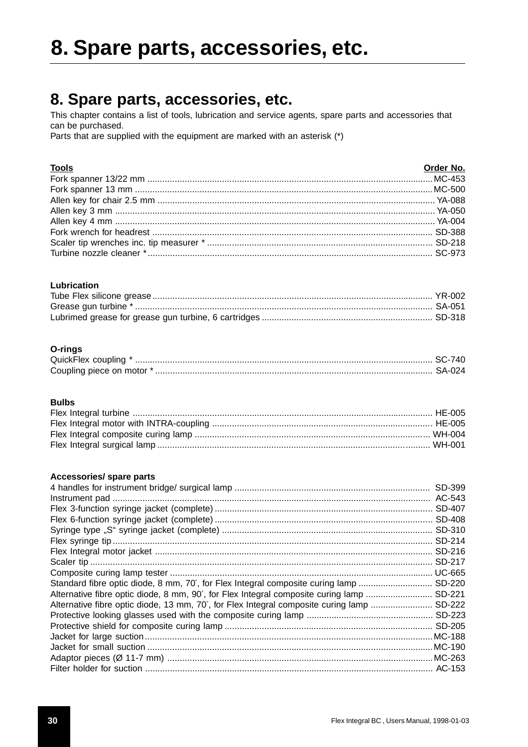# 8. Spare parts, accessories, etc.

## 8. Spare parts, accessories, etc.

This chapter contains a list of tools, lubrication and service agents, spare parts and accessories that can be purchased.
Parts that are supplied with the equipment are marked with an asterisk (*)

| Tools | Order No. |
|---|---|
| Fork spanner 13/22 mm | MC-453 |
| Fork spanner 13 mm | MC-500 |
| Allen key for chair 2.5 mm | YA-088 |
| Allen key 3 mm | YA-050 |
| Allen key 4 mm | YA-004 |
| Fork wrench for headrest | SD-388 |
| Scaler tip wrenches inc. tip measurer * | SD-218 |
| Turbine nozzle cleaner * | SC-973 |

**Lubrication**

| | |
|---|---|
| Tube Flex silicone grease | YR-002 |
| Grease gun turbine * | SA-051 |
| Lubrimed grease for grease gun turbine, 6 cartridges | SD-318 |

**O-rings**

| | |
|---|---|
| QuickFlex coupling * | SC-740 |
| Coupling piece on motor * | SA-024 |

**Bulbs**

| | |
|---|---|
| Flex Integral turbine | HE-005 |
| Flex Integral motor with INTRA-coupling | HE-005 |
| Flex Integral composite curing lamp | WH-004 |
| Flex Integral surgical lamp | WH-001 |

**Accessories/ spare parts**

| | |
|---|---|
| 4 handles for instrument bridge/ surgical lamp | SD-399 |
| Instrument pad | AC-543 |
| Flex 3-function syringe jacket (complete) | SD-407 |
| Flex 6-function syringe jacket (complete) | SD-408 |
| Syringe type „S" syringe jacket (complete) | SD-310 |
| Flex syringe tip | SD-214 |
| Flex Integral motor jacket | SD-216 |
| Scaler tip | SD-217 |
| Composite curing lamp tester | UC-665 |
| Standard fibre optic diode, 8 mm, 70°, for Flex Integral composite curing lamp | SD-220 |
| Alternative fibre optic diode, 8 mm, 90°, for Flex Integral composite curing lamp | SD-221 |
| Alternative fibre optic diode, 13 mm, 70°, for Flex Integral composite curing lamp | SD-222 |
| Protective looking glasses used with the composite curing lamp | SD-223 |
| Protective shield for composite curing lamp | SD-205 |
| Jacket for large suction | MC-188 |
| Jacket for small suction | MC-190 |
| Adaptor pieces (Ø 11-7 mm) | MC-263 |
| Filter holder for suction | AC-153 |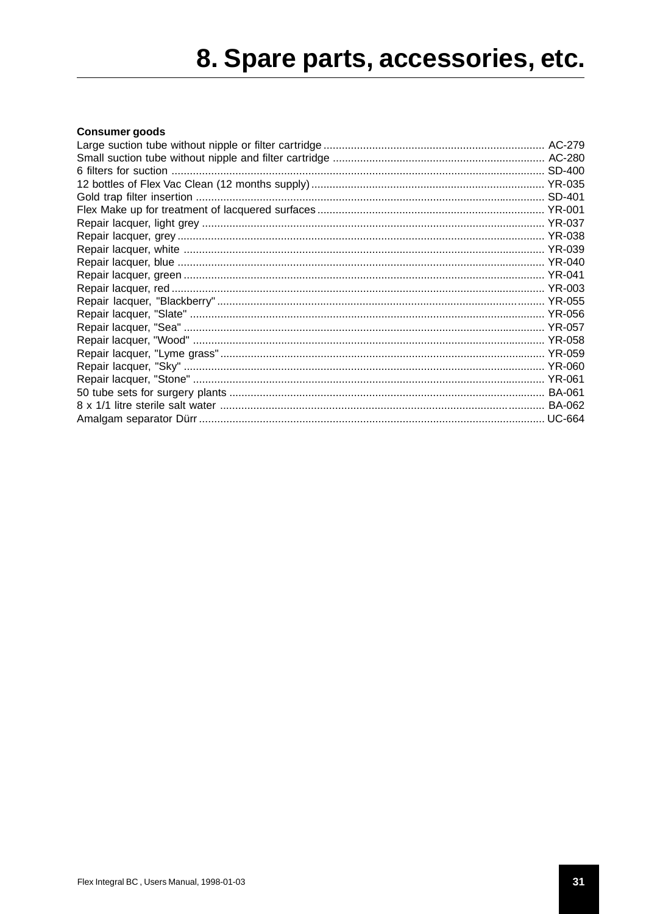# 8. Spare parts, accessories, etc.

**Consumer goods**

| | |
|---|---|
| Large suction tube without nipple or filter cartridge | AC-279 |
| Small suction tube without nipple and filter cartridge | AC-280 |
| 6 filters for suction | SD-400 |
| 12 bottles of Flex Vac Clean (12 months supply) | YR-035 |
| Gold trap filter insertion | SD-401 |
| Flex Make up for treatment of lacquered surfaces | YR-001 |
| Repair lacquer, light grey | YR-037 |
| Repair lacquer, grey | YR-038 |
| Repair lacquer, white | YR-039 |
| Repair lacquer, blue | YR-040 |
| Repair lacquer, green | YR-041 |
| Repair lacquer, red | YR-003 |
| Repair lacquer, "Blackberry" | YR-055 |
| Repair lacquer, "Slate" | YR-056 |
| Repair lacquer, "Sea" | YR-057 |
| Repair lacquer, "Wood" | YR-058 |
| Repair lacquer, "Lyme grass" | YR-059 |
| Repair lacquer, "Sky" | YR-060 |
| Repair lacquer, "Stone" | YR-061 |
| 50 tube sets for surgery plants | BA-061 |
| 8 x 1/1 litre sterile salt water | BA-062 |
| Amalgam separator Dürr | UC-664 |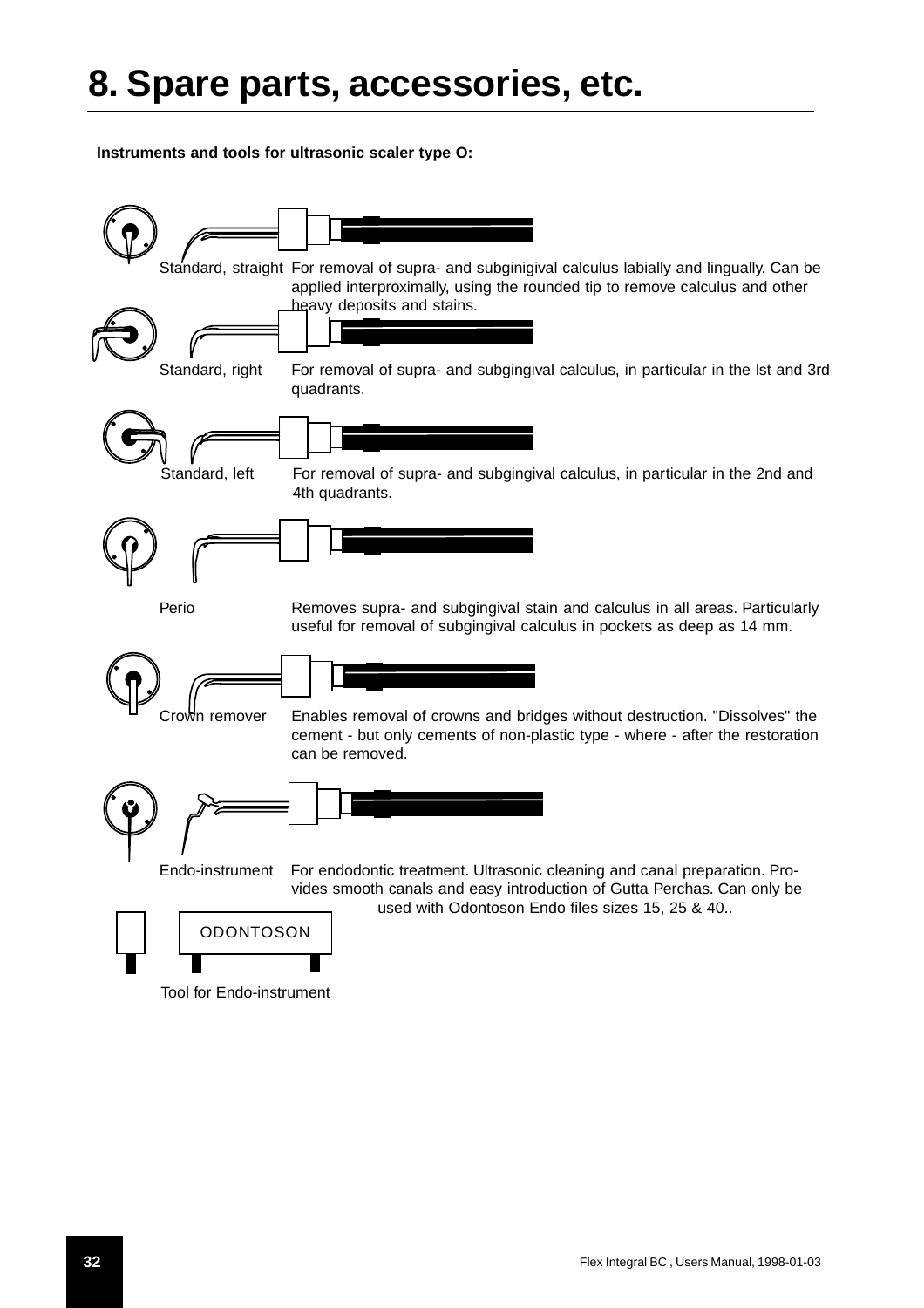# 8. Spare parts, accessories, etc.

**Instruments and tools for ultrasonic scaler type O:**

| Instrument | Description |
|---|---|
| Standard, straight | For removal of supra- and subginigival calculus labially and lingually. Can be applied interproximally, using the rounded tip to remove calculus and other heavy deposits and stains. |
| Standard, right | For removal of supra- and subgingival calculus, in particular in the lst and 3rd quadrants. |
| Standard, left | For removal of supra- and subgingival calculus, in particular in the 2nd and 4th quadrants. |
| Perio | Removes supra- and subgingival stain and calculus in all areas. Particularly useful for removal of subgingival calculus in pockets as deep as 14 mm. |
| Crown remover | Enables removal of crowns and bridges without destruction. "Dissolves" the cement - but only cements of non-plastic type - where - after the restoration can be removed. |
| Endo-instrument | For endodontic treatment. Ultrasonic cleaning and canal preparation. Provides smooth canals and easy introduction of Gutta Perchas. Can only be used with Odontoson Endo files sizes 15, 25 & 40.. |

ODONTOSON

Tool for Endo-instrument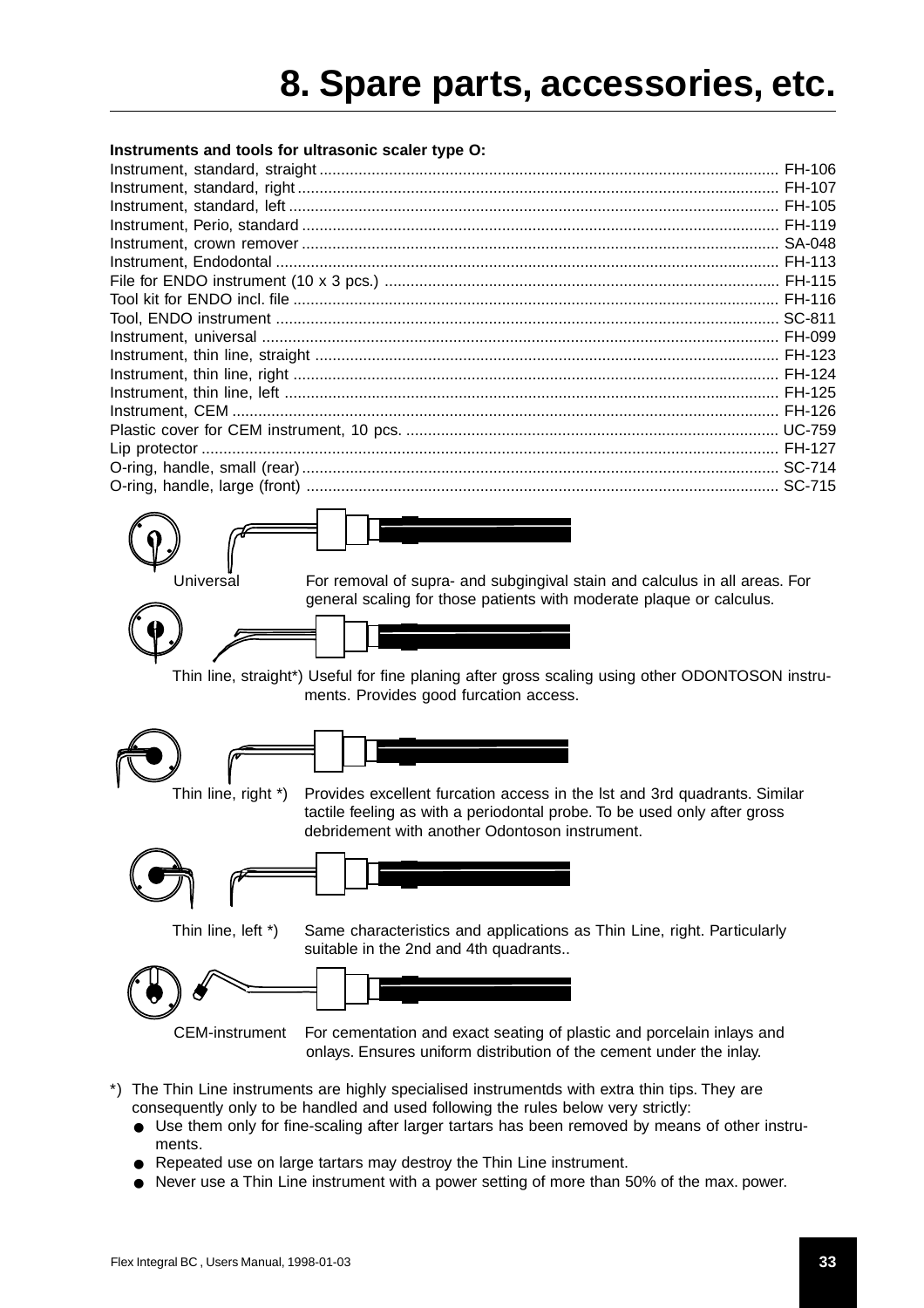# 8. Spare parts, accessories, etc.

**Instruments and tools for ultrasonic scaler type O:**

| | |
|---|---|
| Instrument, standard, straight | FH-106 |
| Instrument, standard, right | FH-107 |
| Instrument, standard, left | FH-105 |
| Instrument, Perio, standard | FH-119 |
| Instrument, crown remover | SA-048 |
| Instrument, Endodontal | FH-113 |
| File for ENDO instrument (10 x 3 pcs.) | FH-115 |
| Tool kit for ENDO incl. file | FH-116 |
| Tool, ENDO instrument | SC-811 |
| Instrument, universal | FH-099 |
| Instrument, thin line, straight | FH-123 |
| Instrument, thin line, right | FH-124 |
| Instrument, thin line, left | FH-125 |
| Instrument, CEM | FH-126 |
| Plastic cover for CEM instrument, 10 pcs. | UC-759 |
| Lip protector | FH-127 |
| O-ring, handle, small (rear) | SC-714 |
| O-ring, handle, large (front) | SC-715 |

**Universal** — For removal of supra- and subgingival stain and calculus in all areas. For general scaling for those patients with moderate plaque or calculus.

**Thin line, straight\*)** — Useful for fine planing after gross scaling using other ODONTOSON instruments. Provides good furcation access.

**Thin line, right \*)** — Provides excellent furcation access in the lst and 3rd quadrants. Similar tactile feeling as with a periodontal probe. To be used only after gross debridement with another Odontoson instrument.

**Thin line, left \*)** — Same characteristics and applications as Thin Line, right. Particularly suitable in the 2nd and 4th quadrants..

**CEM-instrument** — For cementation and exact seating of plastic and porcelain inlays and onlays. Ensures uniform distribution of the cement under the inlay.

\*) The Thin Line instruments are highly specialised instrumentds with extra thin tips. They are consequently only to be handled and used following the rules below very strictly:

- Use them only for fine-scaling after larger tartars has been removed by means of other instruments.
- Repeated use on large tartars may destroy the Thin Line instrument.
- Never use a Thin Line instrument with a power setting of more than 50% of the max. power.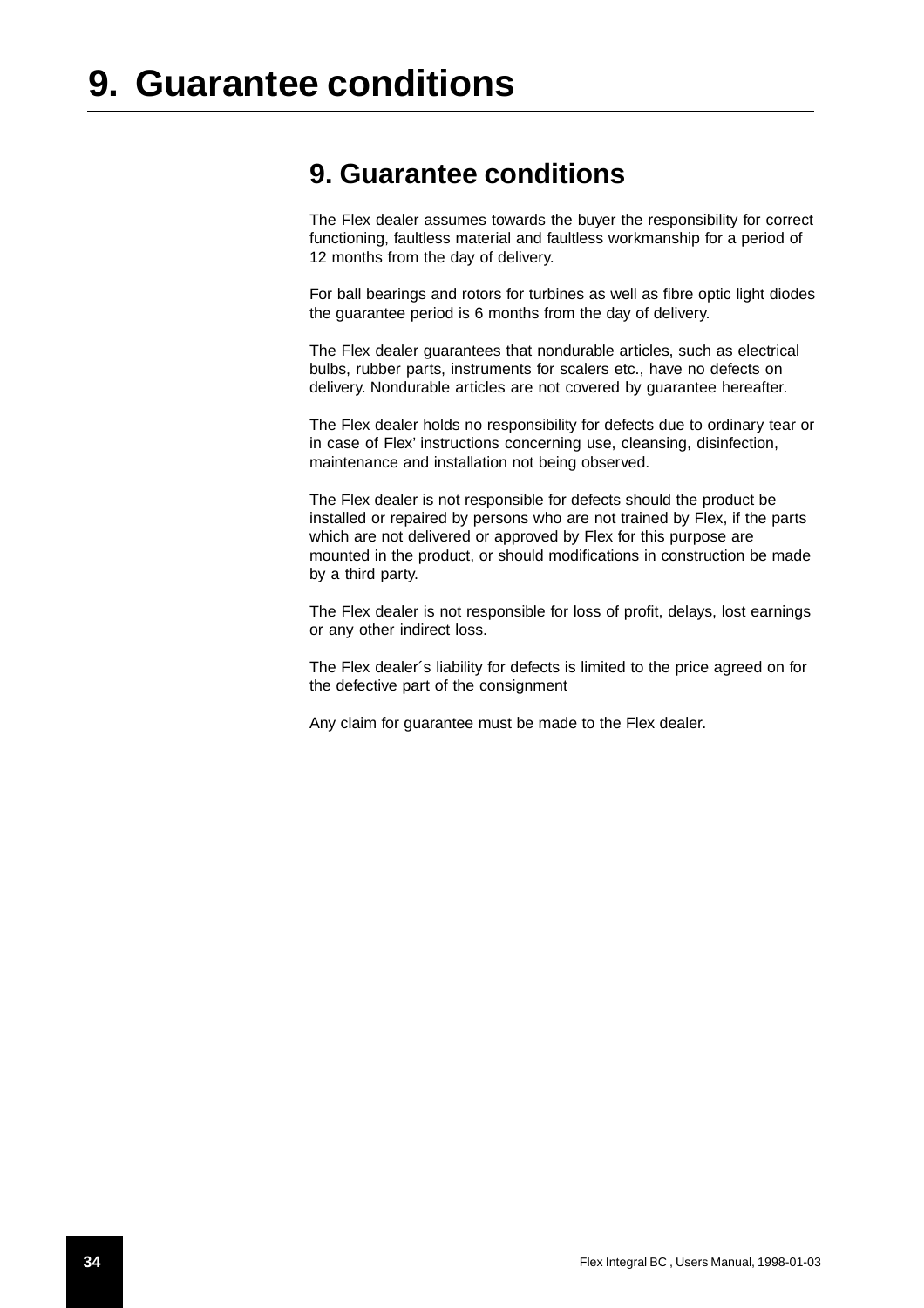# 9. Guarantee conditions

## 9. Guarantee conditions

The Flex dealer assumes towards the buyer the responsibility for correct functioning, faultless material and faultless workmanship for a period of 12 months from the day of delivery.

For ball bearings and rotors for turbines as well as fibre optic light diodes the guarantee period is 6 months from the day of delivery.

The Flex dealer guarantees that nondurable articles, such as electrical bulbs, rubber parts, instruments for scalers etc., have no defects on delivery. Nondurable articles are not covered by guarantee hereafter.

The Flex dealer holds no responsibility for defects due to ordinary tear or in case of Flex' instructions concerning use, cleansing, disinfection, maintenance and installation not being observed.

The Flex dealer is not responsible for defects should the product be installed or repaired by persons who are not trained by Flex, if the parts which are not delivered or approved by Flex for this purpose are mounted in the product, or should modifications in construction be made by a third party.

The Flex dealer is not responsible for loss of profit, delays, lost earnings or any other indirect loss.

The Flex dealer´s liability for defects is limited to the price agreed on for the defective part of the consignment

Any claim for guarantee must be made to the Flex dealer.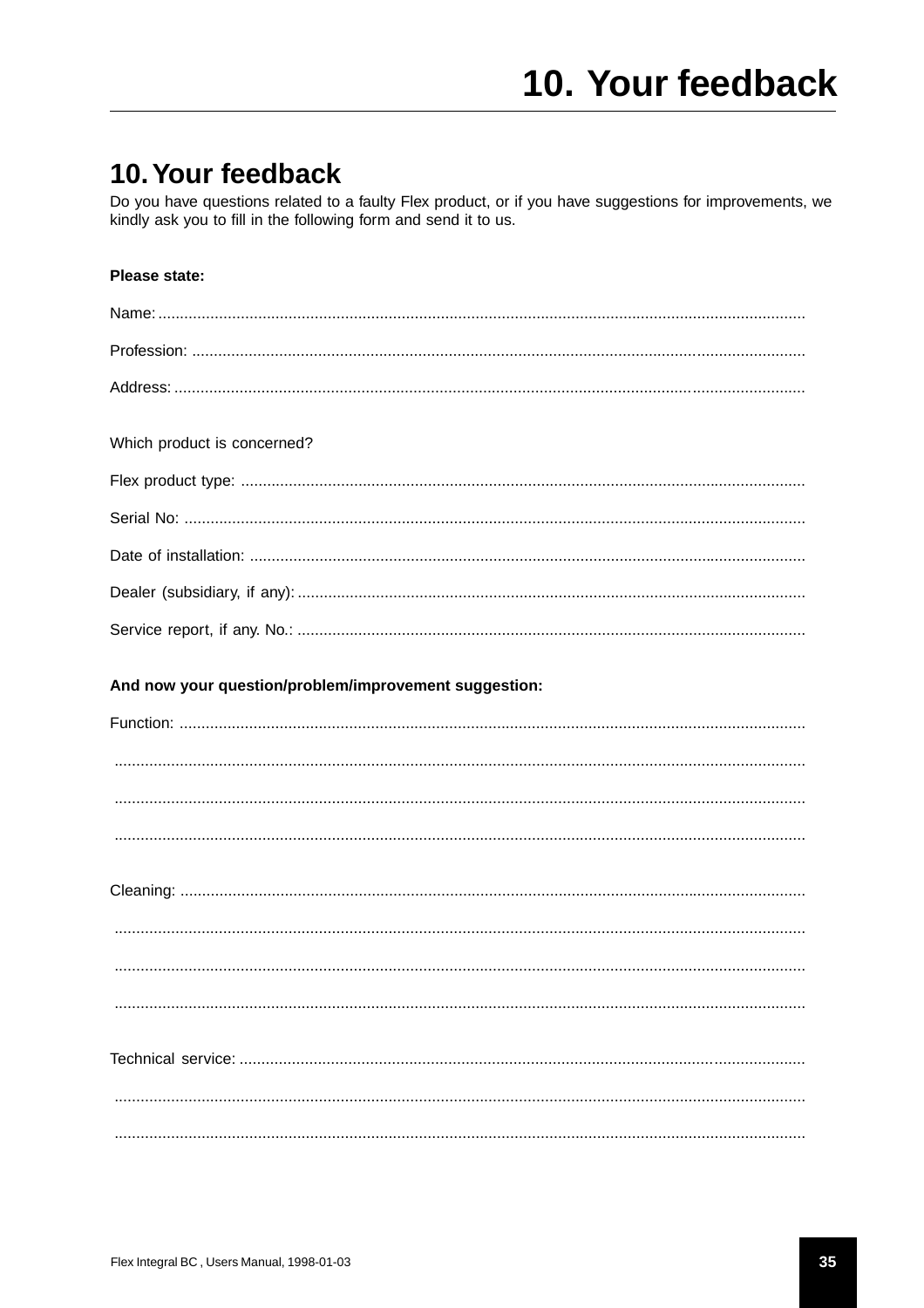# 10. Your feedback

Do you have questions related to a faulty Flex product, or if you have suggestions for improvements, we kindly ask you to fill in the following form and send it to us.

**Please state:**

Name: ..........................................................................................................................................................

Profession: ..................................................................................................................................................

Address: ......................................................................................................................................................

Which product is concerned?

Flex product type: .......................................................................................................................................

Serial No: ....................................................................................................................................................

Date of installation: .....................................................................................................................................

Dealer (subsidiary, if any): ..........................................................................................................................

Service report, if any. No.: ..........................................................................................................................

**And now your question/problem/improvement suggestion:**

Function: ....................................................................................................................................................

...................................................................................................................................................................

...................................................................................................................................................................

...................................................................................................................................................................

Cleaning: ....................................................................................................................................................

...................................................................................................................................................................

...................................................................................................................................................................

...................................................................................................................................................................

Technical service: .......................................................................................................................................

...................................................................................................................................................................

...................................................................................................................................................................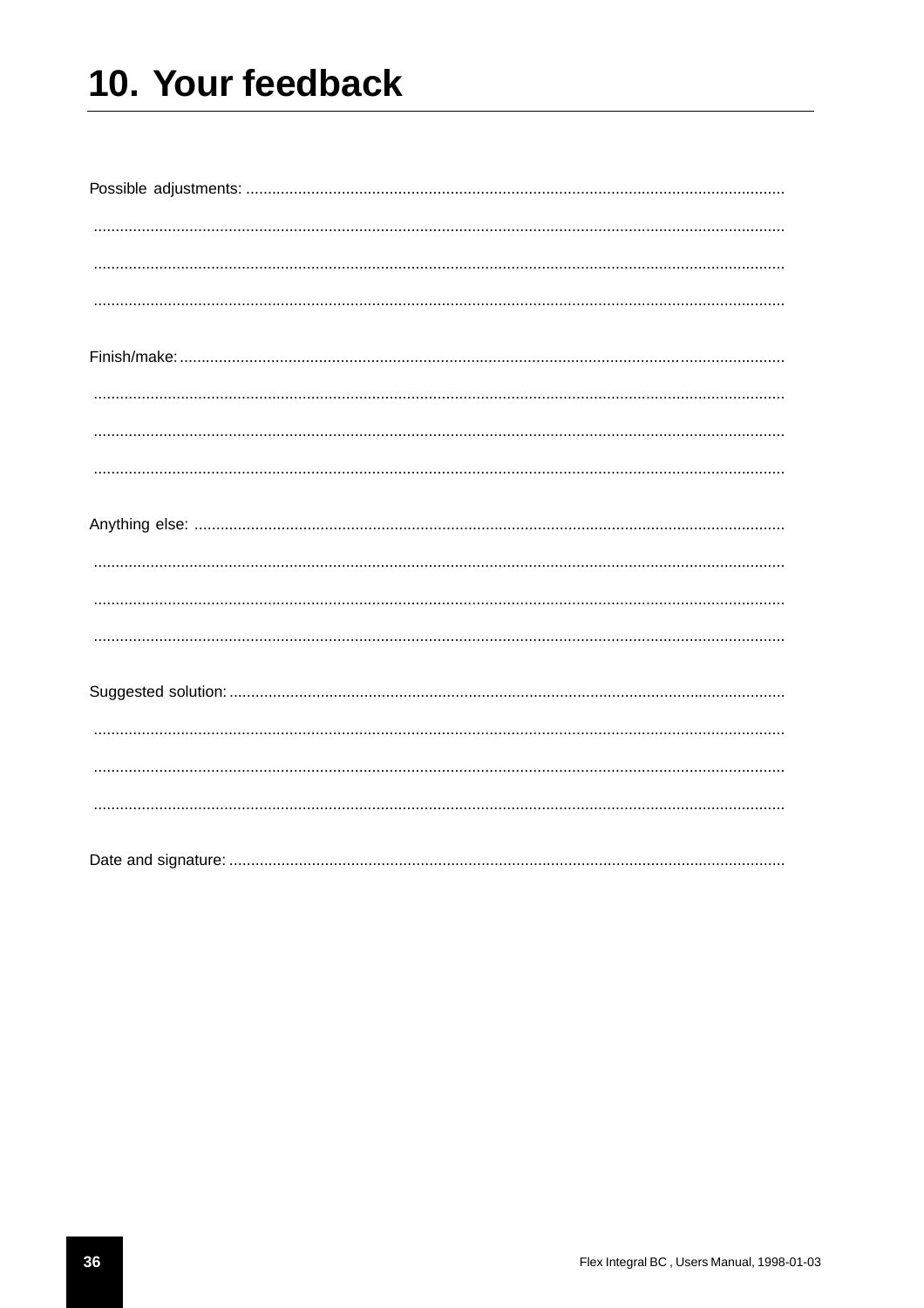# 10. Your feedback

Possible adjustments: ..........................................................................................................................

..........................................................................................................................................................

..........................................................................................................................................................

..........................................................................................................................................................

Finish/make: ..........................................................................................................................................

..........................................................................................................................................................

..........................................................................................................................................................

..........................................................................................................................................................

Anything else: ......................................................................................................................................

..........................................................................................................................................................

..........................................................................................................................................................

..........................................................................................................................................................

Suggested solution: ...............................................................................................................................

..........................................................................................................................................................

..........................................................................................................................................................

..........................................................................................................................................................

Date and signature: ...............................................................................................................................